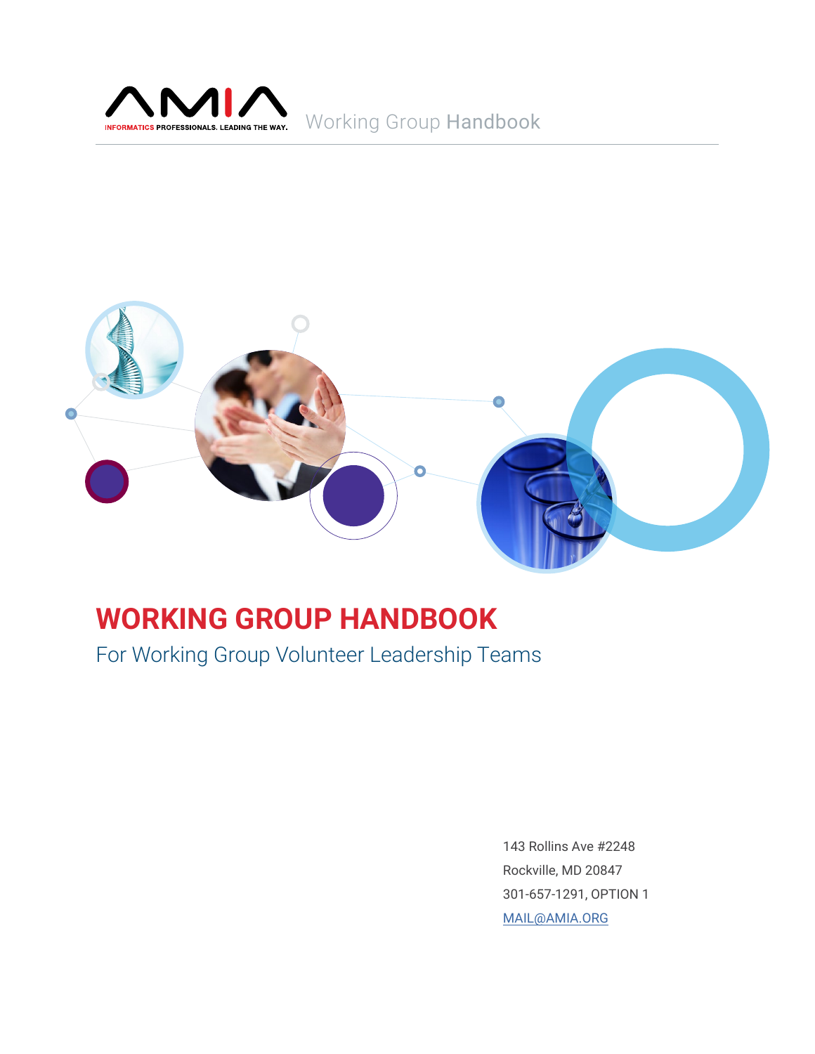AMIA

INFORMATICS PROFESSIONALS. LEADING THE WAY.

Working Group Handbook

# WORKING GROUP HANDBOOK

## For Working Group Volunteer Leadership Teams

143 Rollins Ave #2248

Rockville, MD 20847

301-657-1291, OPTION 1

MAIL@AMIA.ORG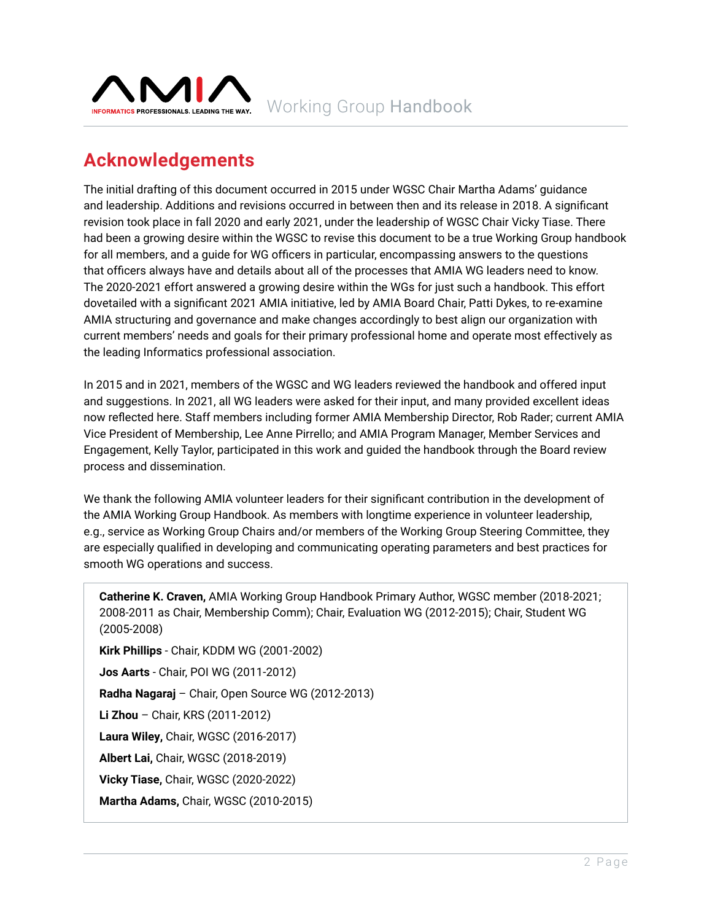## Acknowledgements

The initial drafting of this document occurred in 2015 under WGSC Chair Martha Adams' guidance and leadership. Additions and revisions occurred in between then and its release in 2018. A significant revision took place in fall 2020 and early 2021, under the leadership of WGSC Chair Vicky Tiase. There had been a growing desire within the WGSC to revise this document to be a true Working Group handbook for all members, and a guide for WG officers in particular, encompassing answers to the questions that officers always have and details about all of the processes that AMIA WG leaders need to know. The 2020-2021 effort answered a growing desire within the WGs for just such a handbook. This effort dovetailed with a significant 2021 AMIA initiative, led by AMIA Board Chair, Patti Dykes, to re-examine AMIA structuring and governance and make changes accordingly to best align our organization with current members' needs and goals for their primary professional home and operate most effectively as the leading Informatics professional association.

In 2015 and in 2021, members of the WGSC and WG leaders reviewed the handbook and offered input and suggestions. In 2021, all WG leaders were asked for their input, and many provided excellent ideas now reflected here. Staff members including former AMIA Membership Director, Rob Rader; current AMIA Vice President of Membership, Lee Anne Pirrello; and AMIA Program Manager, Member Services and Engagement, Kelly Taylor, participated in this work and guided the handbook through the Board review process and dissemination.

We thank the following AMIA volunteer leaders for their significant contribution in the development of the AMIA Working Group Handbook. As members with longtime experience in volunteer leadership, e.g., service as Working Group Chairs and/or members of the Working Group Steering Committee, they are especially qualified in developing and communicating operating parameters and best practices for smooth WG operations and success.

**Catherine K. Craven,** AMIA Working Group Handbook Primary Author, WGSC member (2018-2021; 2008-2011 as Chair, Membership Comm); Chair, Evaluation WG (2012-2015); Chair, Student WG (2005-2008)

**Kirk Phillips** - Chair, KDDM WG (2001-2002)

**Jos Aarts** - Chair, POI WG (2011-2012)

**Radha Nagaraj** – Chair, Open Source WG (2012-2013)

**Li Zhou** – Chair, KRS (2011-2012)

**Laura Wiley,** Chair, WGSC (2016-2017)

**Albert Lai,** Chair, WGSC (2018-2019)

**Vicky Tiase,** Chair, WGSC (2020-2022)

**Martha Adams,** Chair, WGSC (2010-2015)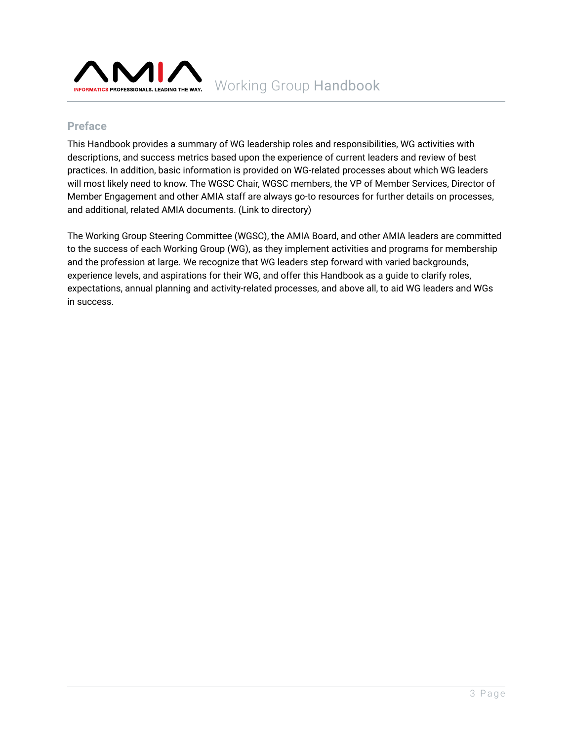## Preface

This Handbook provides a summary of WG leadership roles and responsibilities, WG activities with descriptions, and success metrics based upon the experience of current leaders and review of best practices. In addition, basic information is provided on WG-related processes about which WG leaders will most likely need to know. The WGSC Chair, WGSC members, the VP of Member Services, Director of Member Engagement and other AMIA staff are always go-to resources for further details on processes, and additional, related AMIA documents. (Link to directory)

The Working Group Steering Committee (WGSC), the AMIA Board, and other AMIA leaders are committed to the success of each Working Group (WG), as they implement activities and programs for membership and the profession at large. We recognize that WG leaders step forward with varied backgrounds, experience levels, and aspirations for their WG, and offer this Handbook as a guide to clarify roles, expectations, annual planning and activity-related processes, and above all, to aid WG leaders and WGs in success.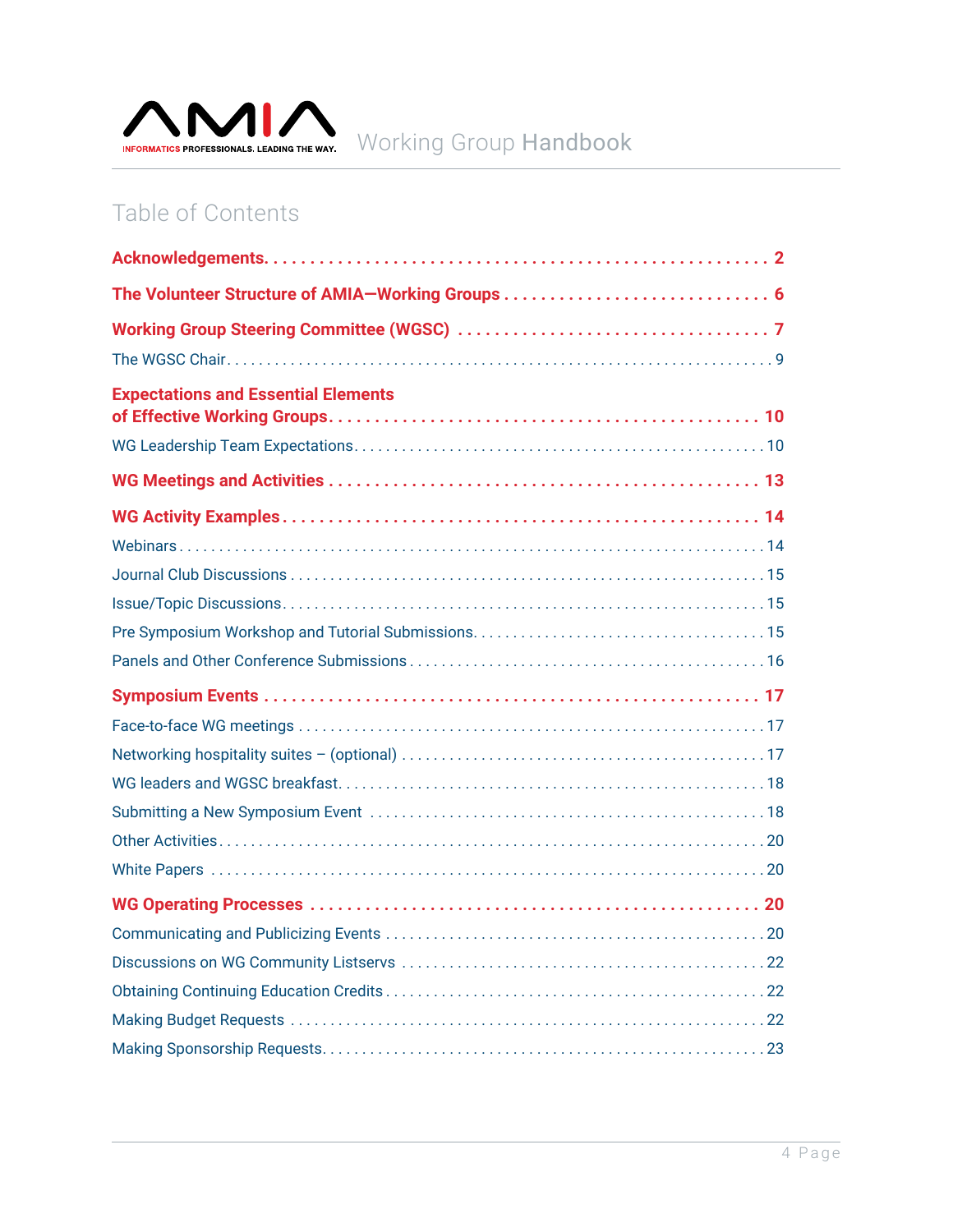# Table of Contents

**Acknowledgements** . . . . . 2

**The Volunteer Structure of AMIA—Working Groups** . . . . . 6

**Working Group Steering Committee (WGSC)** . . . . . 7

- The WGSC Chair . . . . . 9

**Expectations and Essential Elements of Effective Working Groups** . . . . . 10

- WG Leadership Team Expectations . . . . . 10

**WG Meetings and Activities** . . . . . 13

**WG Activity Examples** . . . . . 14

- Webinars . . . . . 14
- Journal Club Discussions . . . . . 15
- Issue/Topic Discussions . . . . . 15
- Pre Symposium Workshop and Tutorial Submissions . . . . . 15
- Panels and Other Conference Submissions . . . . . 16

**Symposium Events** . . . . . 17

- Face-to-face WG meetings . . . . . 17
- Networking hospitality suites – (optional) . . . . . 17
- WG leaders and WGSC breakfast . . . . . 18
- Submitting a New Symposium Event . . . . . 18
- Other Activities . . . . . 20
- White Papers . . . . . 20

**WG Operating Processes** . . . . . 20

- Communicating and Publicizing Events . . . . . 20
- Discussions on WG Community Listservs . . . . . 22
- Obtaining Continuing Education Credits . . . . . 22
- Making Budget Requests . . . . . 22
- Making Sponsorship Requests . . . . . 23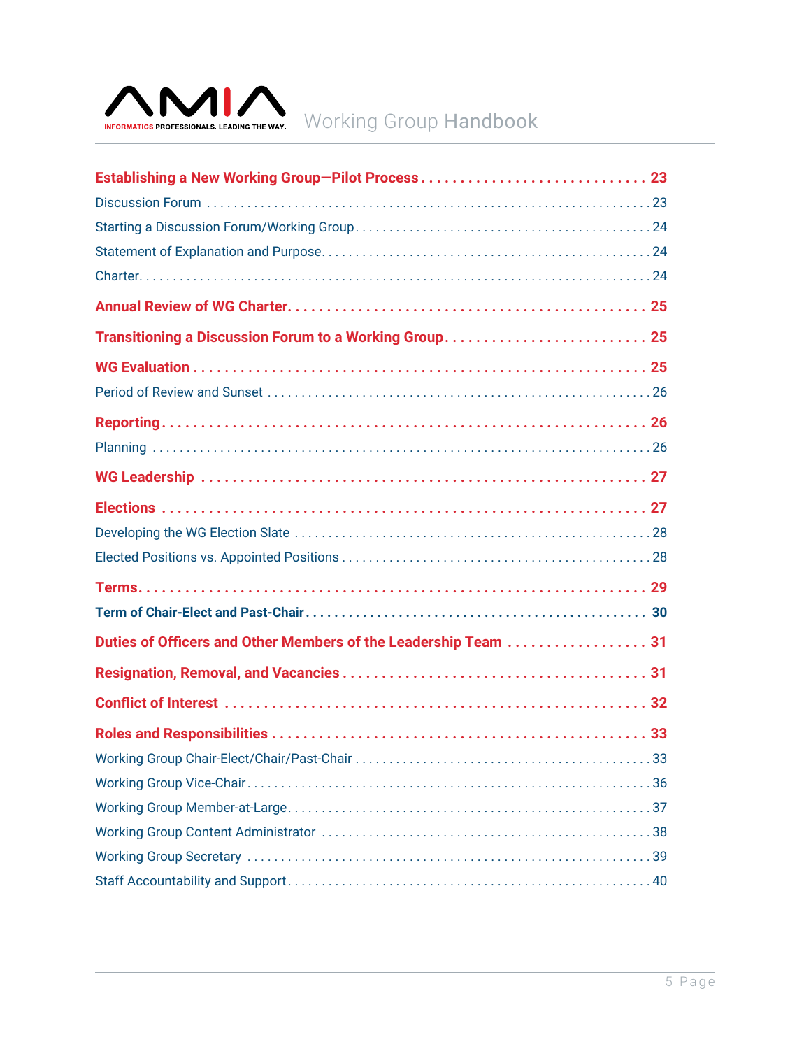| | |
|---|---|
| **Establishing a New Working Group—Pilot Process** | **23** |
| Discussion Forum | 23 |
| Starting a Discussion Forum/Working Group | 24 |
| Statement of Explanation and Purpose | 24 |
| Charter | 24 |
| **Annual Review of WG Charter** | **25** |
| **Transitioning a Discussion Forum to a Working Group** | **25** |
| **WG Evaluation** | **25** |
| Period of Review and Sunset | 26 |
| **Reporting** | **26** |
| Planning | 26 |
| **WG Leadership** | **27** |
| **Elections** | **27** |
| Developing the WG Election Slate | 28 |
| Elected Positions vs. Appointed Positions | 28 |
| **Terms** | **29** |
| **Term of Chair-Elect and Past-Chair** | **30** |
| **Duties of Officers and Other Members of the Leadership Team** | **31** |
| **Resignation, Removal, and Vacancies** | **31** |
| **Conflict of Interest** | **32** |
| **Roles and Responsibilities** | **33** |
| Working Group Chair-Elect/Chair/Past-Chair | 33 |
| Working Group Vice-Chair | 36 |
| Working Group Member-at-Large | 37 |
| Working Group Content Administrator | 38 |
| Working Group Secretary | 39 |
| Staff Accountability and Support | 40 |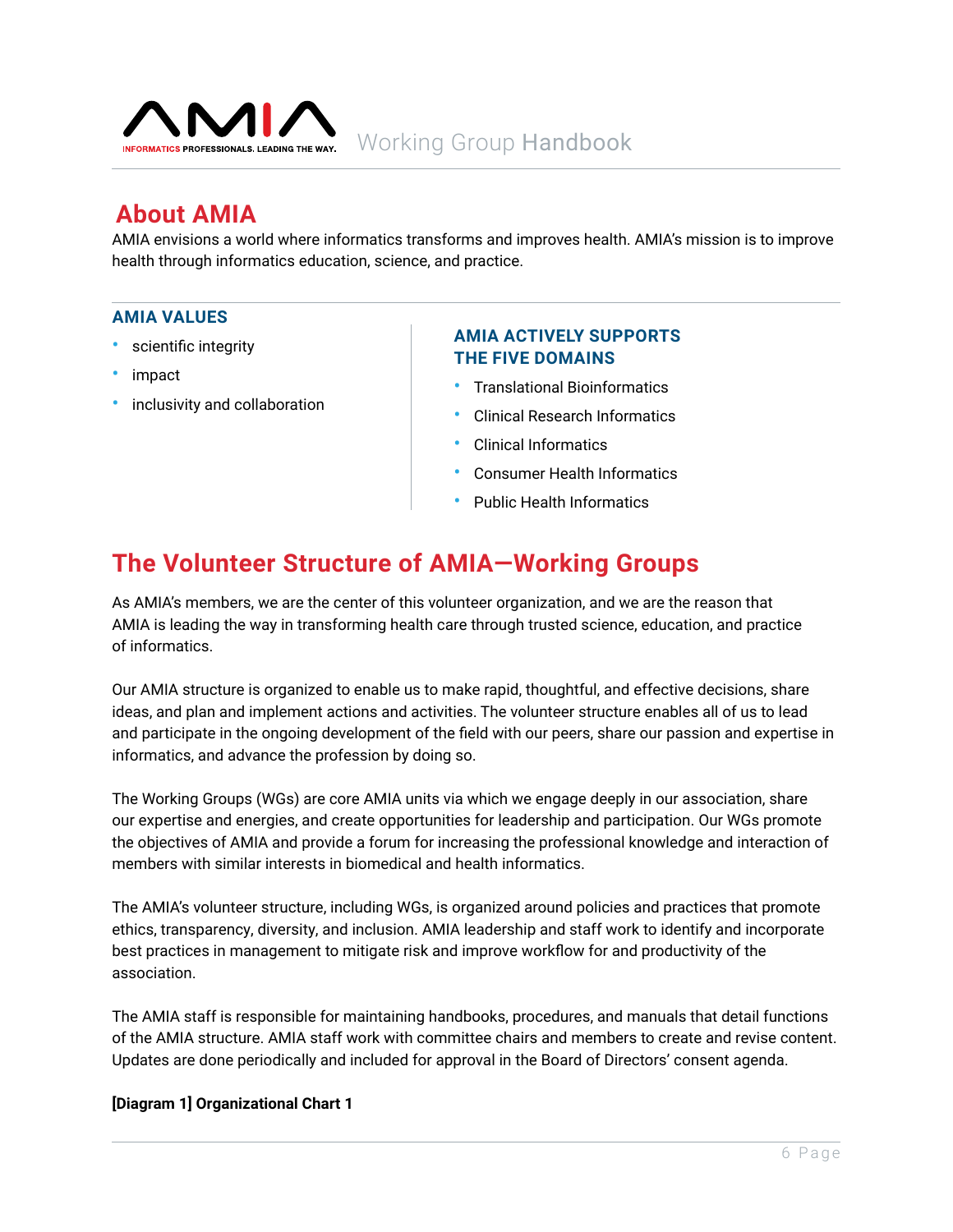## About AMIA

AMIA envisions a world where informatics transforms and improves health. AMIA's mission is to improve health through informatics education, science, and practice.

### AMIA VALUES

- scientific integrity
- impact
- inclusivity and collaboration

### AMIA ACTIVELY SUPPORTS THE FIVE DOMAINS

- Translational Bioinformatics
- Clinical Research Informatics
- Clinical Informatics
- Consumer Health Informatics
- Public Health Informatics

## The Volunteer Structure of AMIA—Working Groups

As AMIA's members, we are the center of this volunteer organization, and we are the reason that AMIA is leading the way in transforming health care through trusted science, education, and practice of informatics.

Our AMIA structure is organized to enable us to make rapid, thoughtful, and effective decisions, share ideas, and plan and implement actions and activities. The volunteer structure enables all of us to lead and participate in the ongoing development of the field with our peers, share our passion and expertise in informatics, and advance the profession by doing so.

The Working Groups (WGs) are core AMIA units via which we engage deeply in our association, share our expertise and energies, and create opportunities for leadership and participation. Our WGs promote the objectives of AMIA and provide a forum for increasing the professional knowledge and interaction of members with similar interests in biomedical and health informatics.

The AMIA's volunteer structure, including WGs, is organized around policies and practices that promote ethics, transparency, diversity, and inclusion. AMIA leadership and staff work to identify and incorporate best practices in management to mitigate risk and improve workflow for and productivity of the association.

The AMIA staff is responsible for maintaining handbooks, procedures, and manuals that detail functions of the AMIA structure. AMIA staff work with committee chairs and members to create and revise content. Updates are done periodically and included for approval in the Board of Directors' consent agenda.

**[Diagram 1] Organizational Chart 1**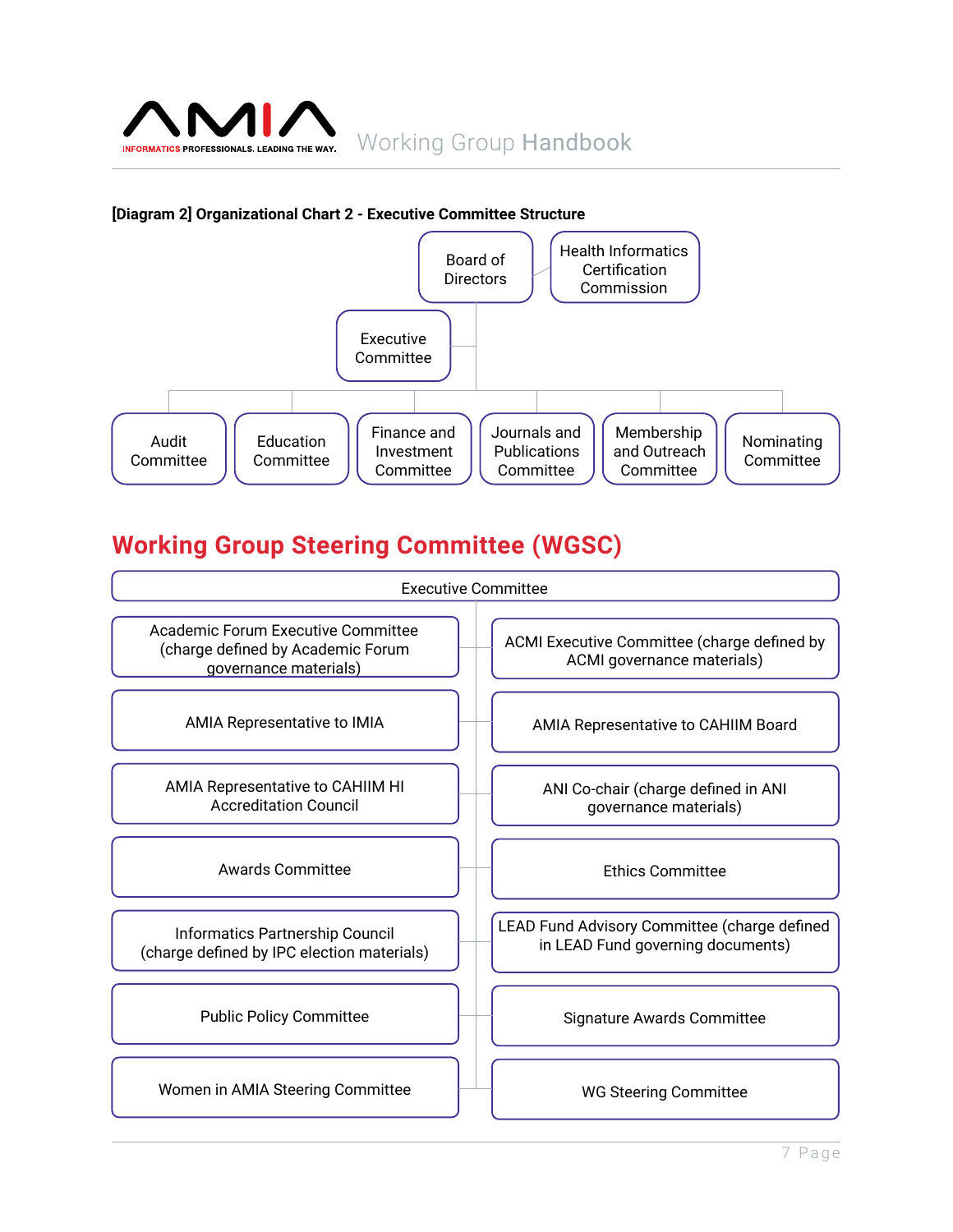**[Diagram 2] Organizational Chart 2 - Executive Committee Structure**

- Board of Directors
  - Health Informatics Certification Commission
  - Executive Committee
  - Audit Committee
  - Education Committee
  - Finance and Investment Committee
  - Journals and Publications Committee
  - Membership and Outreach Committee
  - Nominating Committee

## Working Group Steering Committee (WGSC)

- Executive Committee
  - Academic Forum Executive Committee (charge defined by Academic Forum governance materials)
  - ACMI Executive Committee (charge defined by ACMI governance materials)
  - AMIA Representative to IMIA
  - AMIA Representative to CAHIIM Board
  - AMIA Representative to CAHIIM HI Accreditation Council
  - ANI Co-chair (charge defined in ANI governance materials)
  - Awards Committee
  - Ethics Committee
  - Informatics Partnership Council (charge defined by IPC election materials)
  - LEAD Fund Advisory Committee (charge defined in LEAD Fund governing documents)
  - Public Policy Committee
  - Signature Awards Committee
  - Women in AMIA Steering Committee
  - WG Steering Committee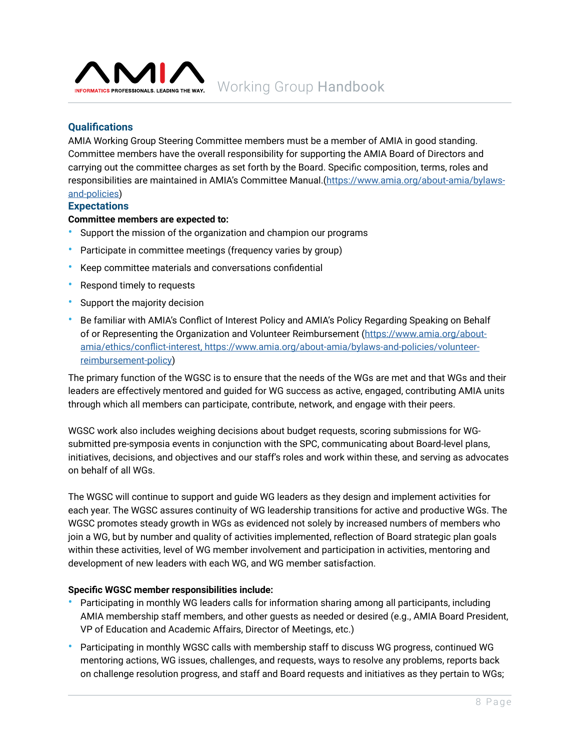## Qualifications

AMIA Working Group Steering Committee members must be a member of AMIA in good standing. Committee members have the overall responsibility for supporting the AMIA Board of Directors and carrying out the committee charges as set forth by the Board. Specific composition, terms, roles and responsibilities are maintained in AMIA's Committee Manual.(https://www.amia.org/about-amia/bylaws-and-policies)

## Expectations

**Committee members are expected to:**

- Support the mission of the organization and champion our programs
- Participate in committee meetings (frequency varies by group)
- Keep committee materials and conversations confidential
- Respond timely to requests
- Support the majority decision
- Be familiar with AMIA's Conflict of Interest Policy and AMIA's Policy Regarding Speaking on Behalf of or Representing the Organization and Volunteer Reimbursement (https://www.amia.org/about-amia/ethics/conflict-interest, https://www.amia.org/about-amia/bylaws-and-policies/volunteer-reimbursement-policy)

The primary function of the WGSC is to ensure that the needs of the WGs are met and that WGs and their leaders are effectively mentored and guided for WG success as active, engaged, contributing AMIA units through which all members can participate, contribute, network, and engage with their peers.

WGSC work also includes weighing decisions about budget requests, scoring submissions for WG-submitted pre-symposia events in conjunction with the SPC, communicating about Board-level plans, initiatives, decisions, and objectives and our staff's roles and work within these, and serving as advocates on behalf of all WGs.

The WGSC will continue to support and guide WG leaders as they design and implement activities for each year. The WGSC assures continuity of WG leadership transitions for active and productive WGs. The WGSC promotes steady growth in WGs as evidenced not solely by increased numbers of members who join a WG, but by number and quality of activities implemented, reflection of Board strategic plan goals within these activities, level of WG member involvement and participation in activities, mentoring and development of new leaders with each WG, and WG member satisfaction.

**Specific WGSC member responsibilities include:**

- Participating in monthly WG leaders calls for information sharing among all participants, including AMIA membership staff members, and other guests as needed or desired (e.g., AMIA Board President, VP of Education and Academic Affairs, Director of Meetings, etc.)
- Participating in monthly WGSC calls with membership staff to discuss WG progress, continued WG mentoring actions, WG issues, challenges, and requests, ways to resolve any problems, reports back on challenge resolution progress, and staff and Board requests and initiatives as they pertain to WGs;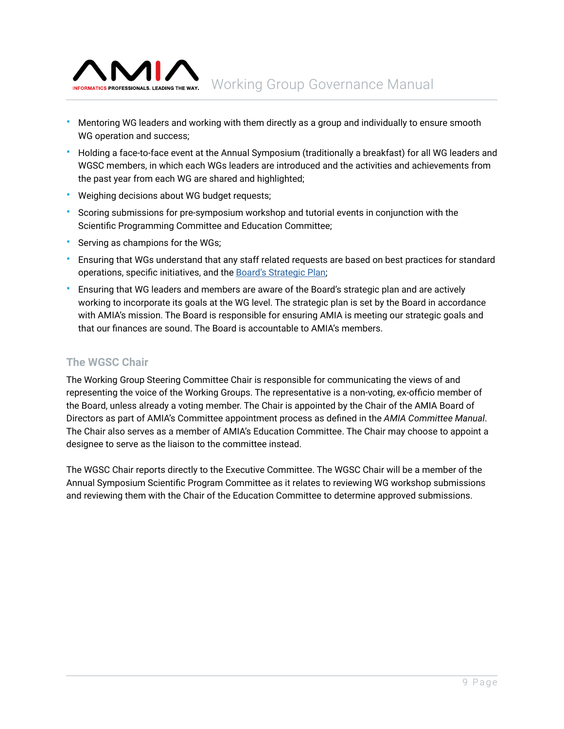- Mentoring WG leaders and working with them directly as a group and individually to ensure smooth WG operation and success;
- Holding a face-to-face event at the Annual Symposium (traditionally a breakfast) for all WG leaders and WGSC members, in which each WGs leaders are introduced and the activities and achievements from the past year from each WG are shared and highlighted;
- Weighing decisions about WG budget requests;
- Scoring submissions for pre-symposium workshop and tutorial events in conjunction with the Scientific Programming Committee and Education Committee;
- Serving as champions for the WGs;
- Ensuring that WGs understand that any staff related requests are based on best practices for standard operations, specific initiatives, and the [Board's Strategic Plan];
- Ensuring that WG leaders and members are aware of the Board's strategic plan and are actively working to incorporate its goals at the WG level. The strategic plan is set by the Board in accordance with AMIA's mission. The Board is responsible for ensuring AMIA is meeting our strategic goals and that our finances are sound. The Board is accountable to AMIA's members.

### The WGSC Chair

The Working Group Steering Committee Chair is responsible for communicating the views of and representing the voice of the Working Groups. The representative is a non-voting, ex-officio member of the Board, unless already a voting member. The Chair is appointed by the Chair of the AMIA Board of Directors as part of AMIA's Committee appointment process as defined in the *AMIA Committee Manual*. The Chair also serves as a member of AMIA's Education Committee. The Chair may choose to appoint a designee to serve as the liaison to the committee instead.

The WGSC Chair reports directly to the Executive Committee. The WGSC Chair will be a member of the Annual Symposium Scientific Program Committee as it relates to reviewing WG workshop submissions and reviewing them with the Chair of the Education Committee to determine approved submissions.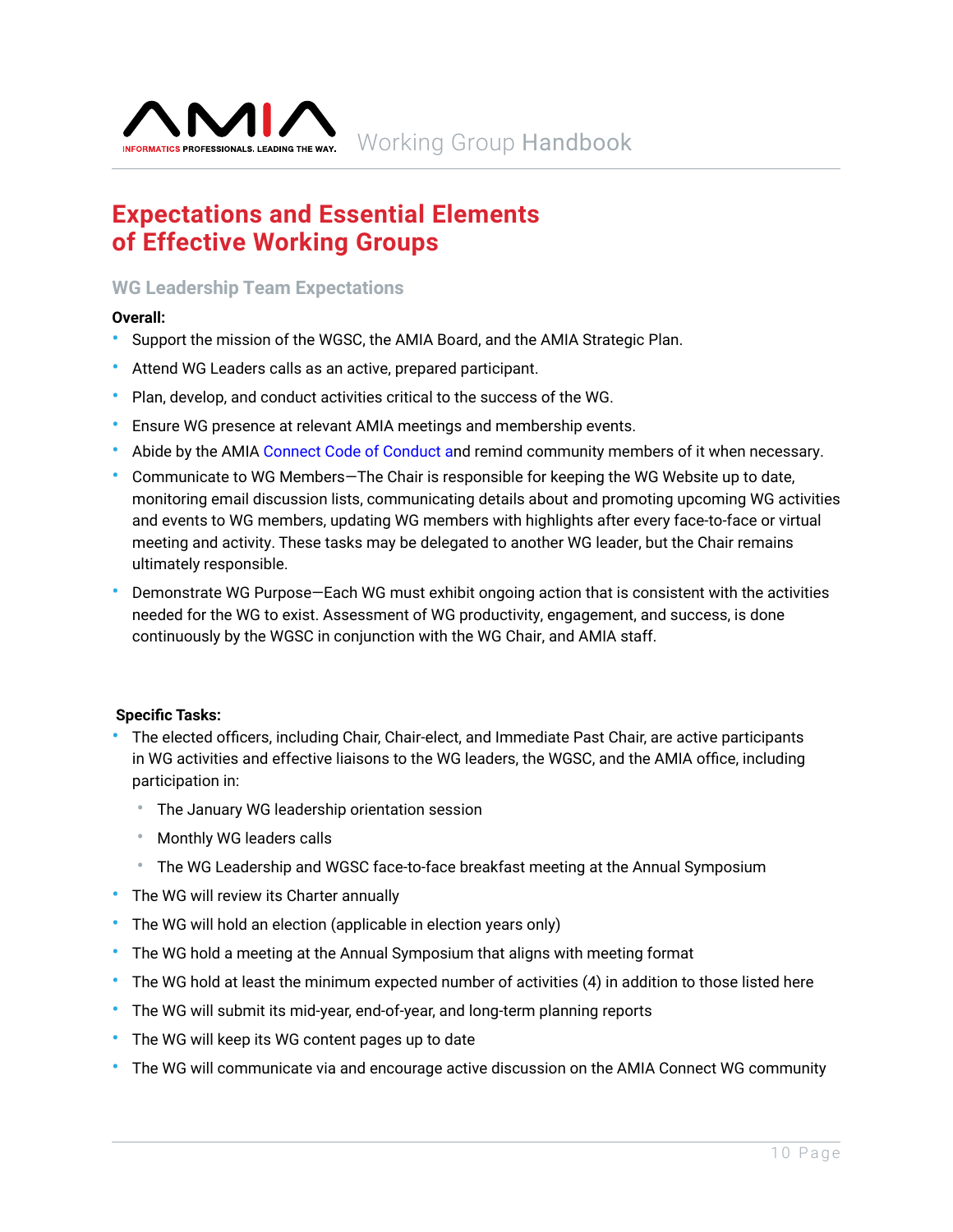# Expectations and Essential Elements of Effective Working Groups

## WG Leadership Team Expectations

**Overall:**

- Support the mission of the WGSC, the AMIA Board, and the AMIA Strategic Plan.
- Attend WG Leaders calls as an active, prepared participant.
- Plan, develop, and conduct activities critical to the success of the WG.
- Ensure WG presence at relevant AMIA meetings and membership events.
- Abide by the AMIA Connect Code of Conduct and remind community members of it when necessary.
- Communicate to WG Members—The Chair is responsible for keeping the WG Website up to date, monitoring email discussion lists, communicating details about and promoting upcoming WG activities and events to WG members, updating WG members with highlights after every face-to-face or virtual meeting and activity. These tasks may be delegated to another WG leader, but the Chair remains ultimately responsible.
- Demonstrate WG Purpose—Each WG must exhibit ongoing action that is consistent with the activities needed for the WG to exist. Assessment of WG productivity, engagement, and success, is done continuously by the WGSC in conjunction with the WG Chair, and AMIA staff.

**Specific Tasks:**

- The elected officers, including Chair, Chair-elect, and Immediate Past Chair, are active participants in WG activities and effective liaisons to the WG leaders, the WGSC, and the AMIA office, including participation in:
  - The January WG leadership orientation session
  - Monthly WG leaders calls
  - The WG Leadership and WGSC face-to-face breakfast meeting at the Annual Symposium
- The WG will review its Charter annually
- The WG will hold an election (applicable in election years only)
- The WG hold a meeting at the Annual Symposium that aligns with meeting format
- The WG hold at least the minimum expected number of activities (4) in addition to those listed here
- The WG will submit its mid-year, end-of-year, and long-term planning reports
- The WG will keep its WG content pages up to date
- The WG will communicate via and encourage active discussion on the AMIA Connect WG community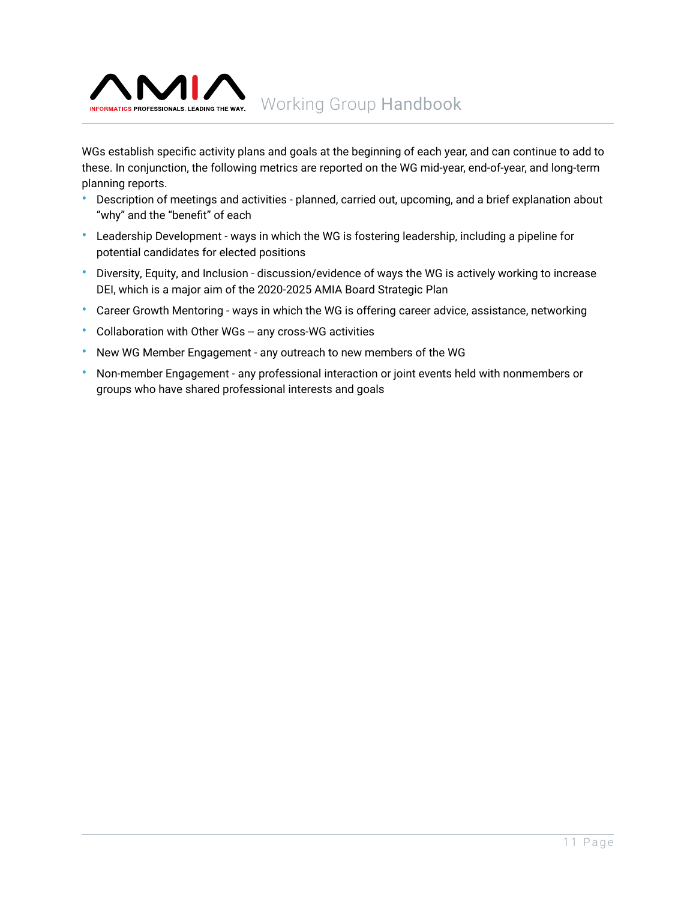WGs establish specific activity plans and goals at the beginning of each year, and can continue to add to these. In conjunction, the following metrics are reported on the WG mid-year, end-of-year, and long-term planning reports.

- Description of meetings and activities - planned, carried out, upcoming, and a brief explanation about "why" and the "benefit" of each
- Leadership Development - ways in which the WG is fostering leadership, including a pipeline for potential candidates for elected positions
- Diversity, Equity, and Inclusion - discussion/evidence of ways the WG is actively working to increase DEI, which is a major aim of the 2020-2025 AMIA Board Strategic Plan
- Career Growth Mentoring - ways in which the WG is offering career advice, assistance, networking
- Collaboration with Other WGs -- any cross-WG activities
- New WG Member Engagement - any outreach to new members of the WG
- Non-member Engagement - any professional interaction or joint events held with nonmembers or groups who have shared professional interests and goals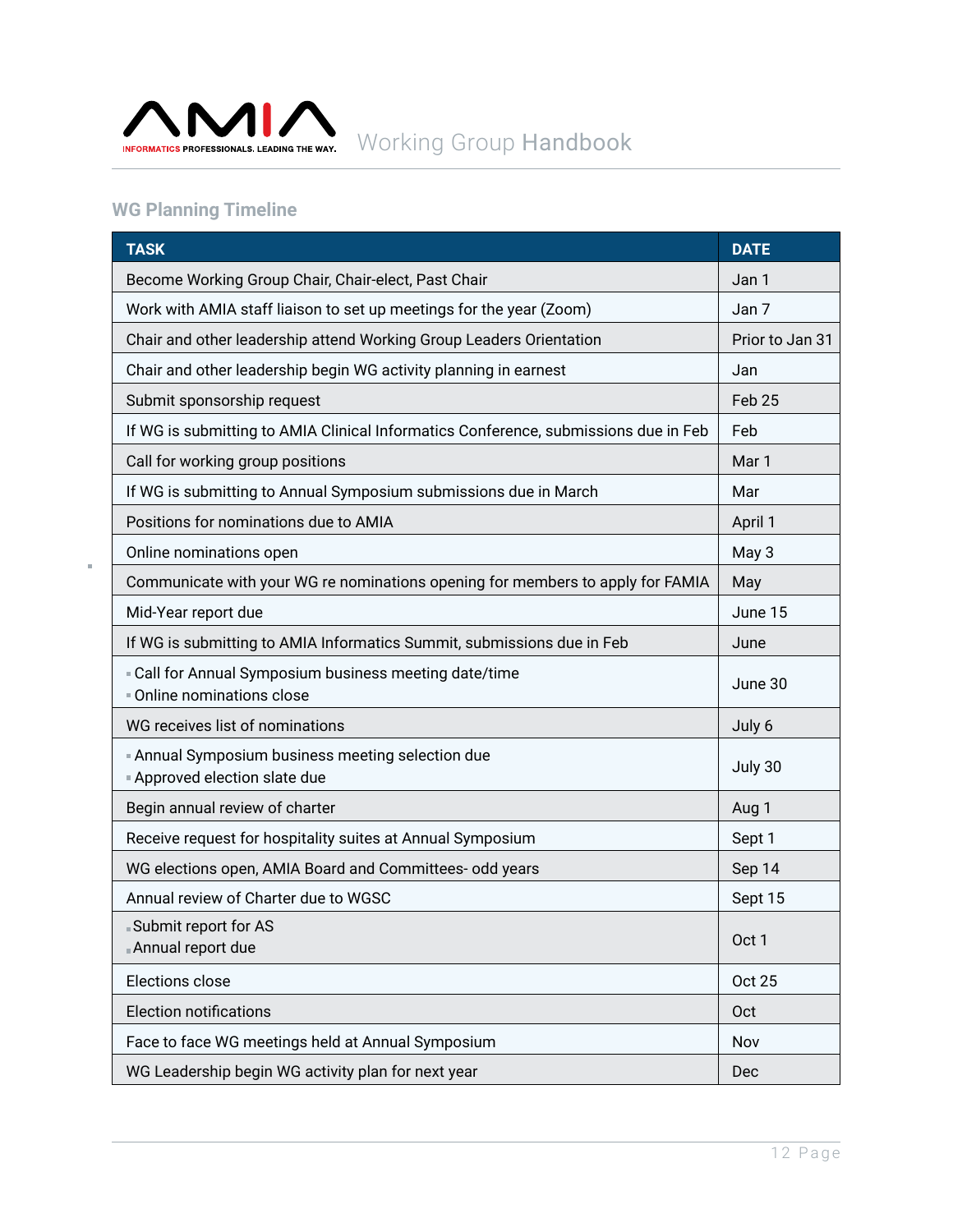## WG Planning Timeline

| TASK | DATE |
|---|---|
| Become Working Group Chair, Chair-elect, Past Chair | Jan 1 |
| Work with AMIA staff liaison to set up meetings for the year (Zoom) | Jan 7 |
| Chair and other leadership attend Working Group Leaders Orientation | Prior to Jan 31 |
| Chair and other leadership begin WG activity planning in earnest | Jan |
| Submit sponsorship request | Feb 25 |
| If WG is submitting to AMIA Clinical Informatics Conference, submissions due in Feb | Feb |
| Call for working group positions | Mar 1 |
| If WG is submitting to Annual Symposium submissions due in March | Mar |
| Positions for nominations due to AMIA | April 1 |
| Online nominations open | May 3 |
| Communicate with your WG re nominations opening for members to apply for FAMIA | May |
| Mid-Year report due | June 15 |
| If WG is submitting to AMIA Informatics Summit, submissions due in Feb | June |
| - Call for Annual Symposium business meeting date/time<br>- Online nominations close | June 30 |
| WG receives list of nominations | July 6 |
| - Annual Symposium business meeting selection due<br>- Approved election slate due | July 30 |
| Begin annual review of charter | Aug 1 |
| Receive request for hospitality suites at Annual Symposium | Sept 1 |
| WG elections open, AMIA Board and Committees- odd years | Sep 14 |
| Annual review of Charter due to WGSC | Sept 15 |
| - Submit report for AS<br>- Annual report due | Oct 1 |
| Elections close | Oct 25 |
| Election notifications | Oct |
| Face to face WG meetings held at Annual Symposium | Nov |
| WG Leadership begin WG activity plan for next year | Dec |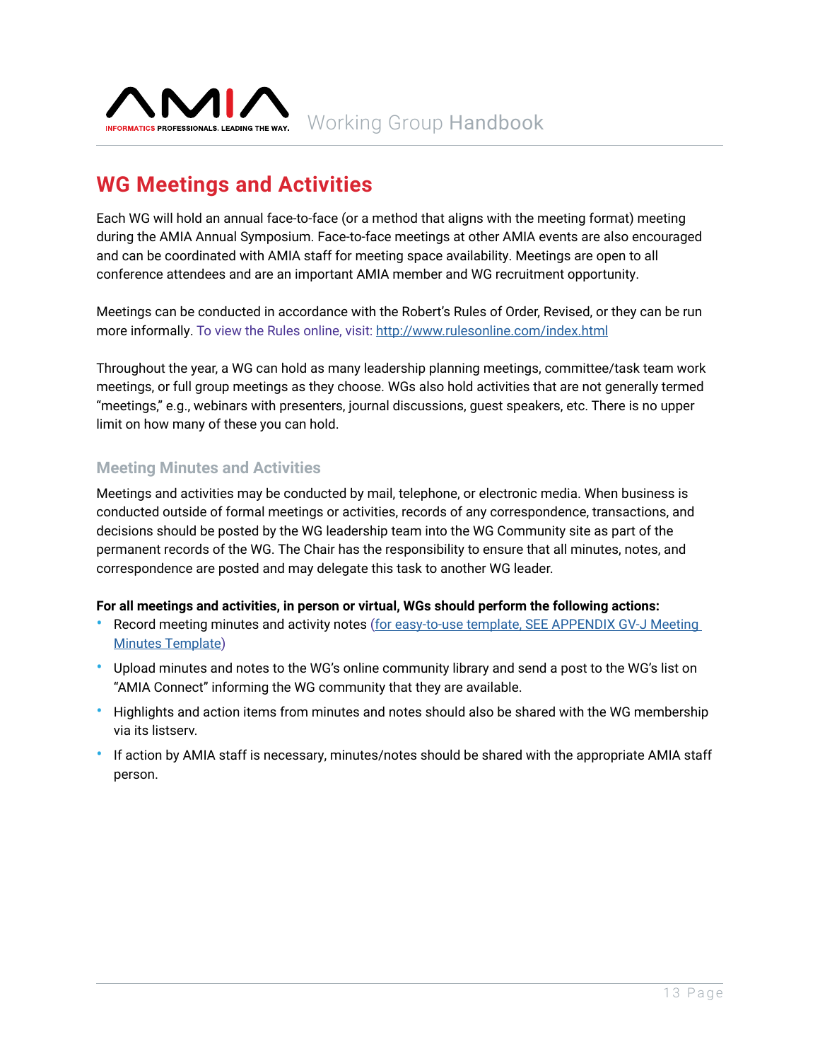# WG Meetings and Activities

Each WG will hold an annual face-to-face (or a method that aligns with the meeting format) meeting during the AMIA Annual Symposium. Face-to-face meetings at other AMIA events are also encouraged and can be coordinated with AMIA staff for meeting space availability. Meetings are open to all conference attendees and are an important AMIA member and WG recruitment opportunity.

Meetings can be conducted in accordance with the Robert's Rules of Order, Revised, or they can be run more informally. To view the Rules online, visit: http://www.rulesonline.com/index.html

Throughout the year, a WG can hold as many leadership planning meetings, committee/task team work meetings, or full group meetings as they choose. WGs also hold activities that are not generally termed "meetings," e.g., webinars with presenters, journal discussions, guest speakers, etc. There is no upper limit on how many of these you can hold.

## Meeting Minutes and Activities

Meetings and activities may be conducted by mail, telephone, or electronic media. When business is conducted outside of formal meetings or activities, records of any correspondence, transactions, and decisions should be posted by the WG leadership team into the WG Community site as part of the permanent records of the WG. The Chair has the responsibility to ensure that all minutes, notes, and correspondence are posted and may delegate this task to another WG leader.

**For all meetings and activities, in person or virtual, WGs should perform the following actions:**

- Record meeting minutes and activity notes (for easy-to-use template, SEE APPENDIX GV-J Meeting Minutes Template)
- Upload minutes and notes to the WG's online community library and send a post to the WG's list on "AMIA Connect" informing the WG community that they are available.
- Highlights and action items from minutes and notes should also be shared with the WG membership via its listserv.
- If action by AMIA staff is necessary, minutes/notes should be shared with the appropriate AMIA staff person.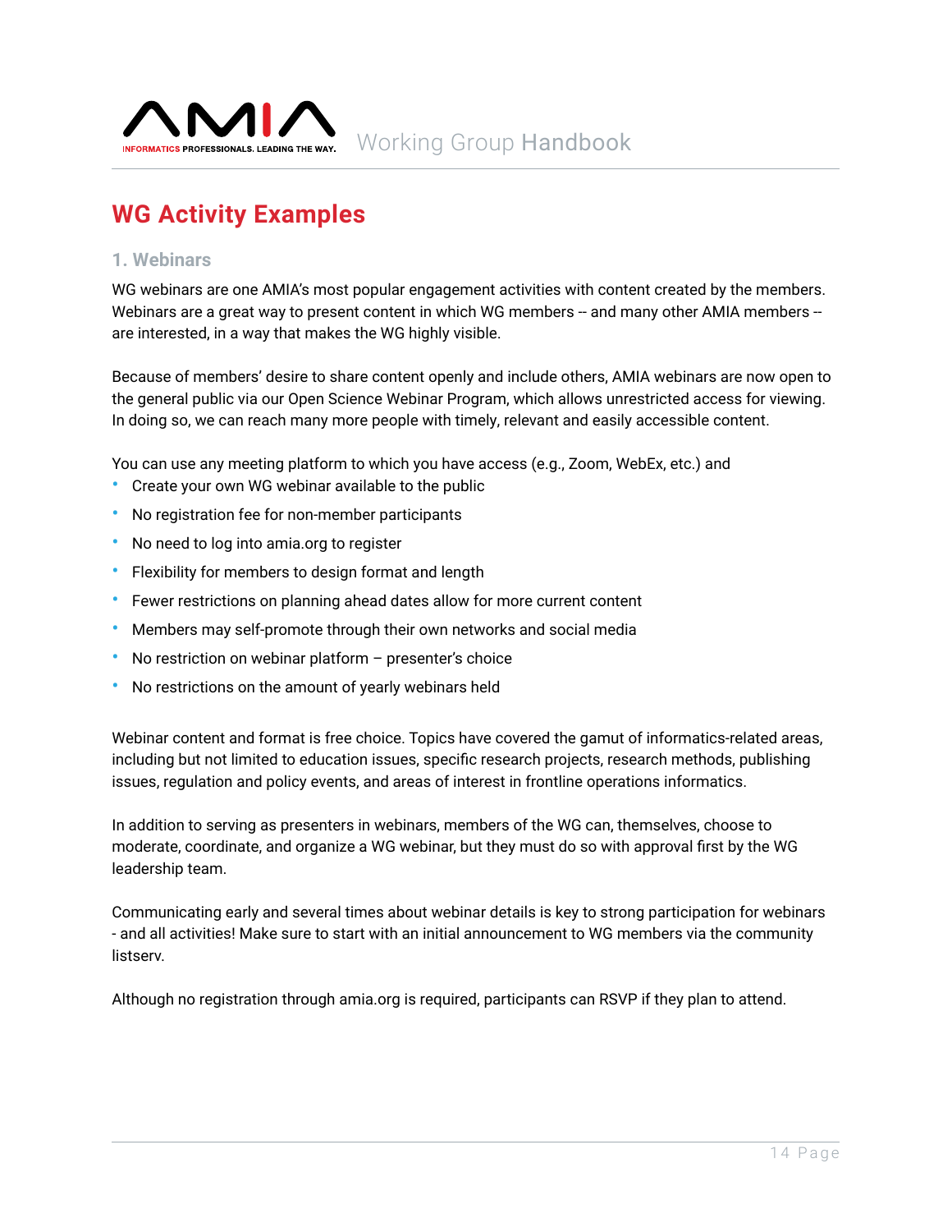## WG Activity Examples

### 1. Webinars

WG webinars are one AMIA's most popular engagement activities with content created by the members. Webinars are a great way to present content in which WG members -- and many other AMIA members -- are interested, in a way that makes the WG highly visible.

Because of members' desire to share content openly and include others, AMIA webinars are now open to the general public via our Open Science Webinar Program, which allows unrestricted access for viewing. In doing so, we can reach many more people with timely, relevant and easily accessible content.

You can use any meeting platform to which you have access (e.g., Zoom, WebEx, etc.) and

- Create your own WG webinar available to the public
- No registration fee for non-member participants
- No need to log into amia.org to register
- Flexibility for members to design format and length
- Fewer restrictions on planning ahead dates allow for more current content
- Members may self-promote through their own networks and social media
- No restriction on webinar platform – presenter's choice
- No restrictions on the amount of yearly webinars held

Webinar content and format is free choice. Topics have covered the gamut of informatics-related areas, including but not limited to education issues, specific research projects, research methods, publishing issues, regulation and policy events, and areas of interest in frontline operations informatics.

In addition to serving as presenters in webinars, members of the WG can, themselves, choose to moderate, coordinate, and organize a WG webinar, but they must do so with approval first by the WG leadership team.

Communicating early and several times about webinar details is key to strong participation for webinars - and all activities! Make sure to start with an initial announcement to WG members via the community listserv.

Although no registration through amia.org is required, participants can RSVP if they plan to attend.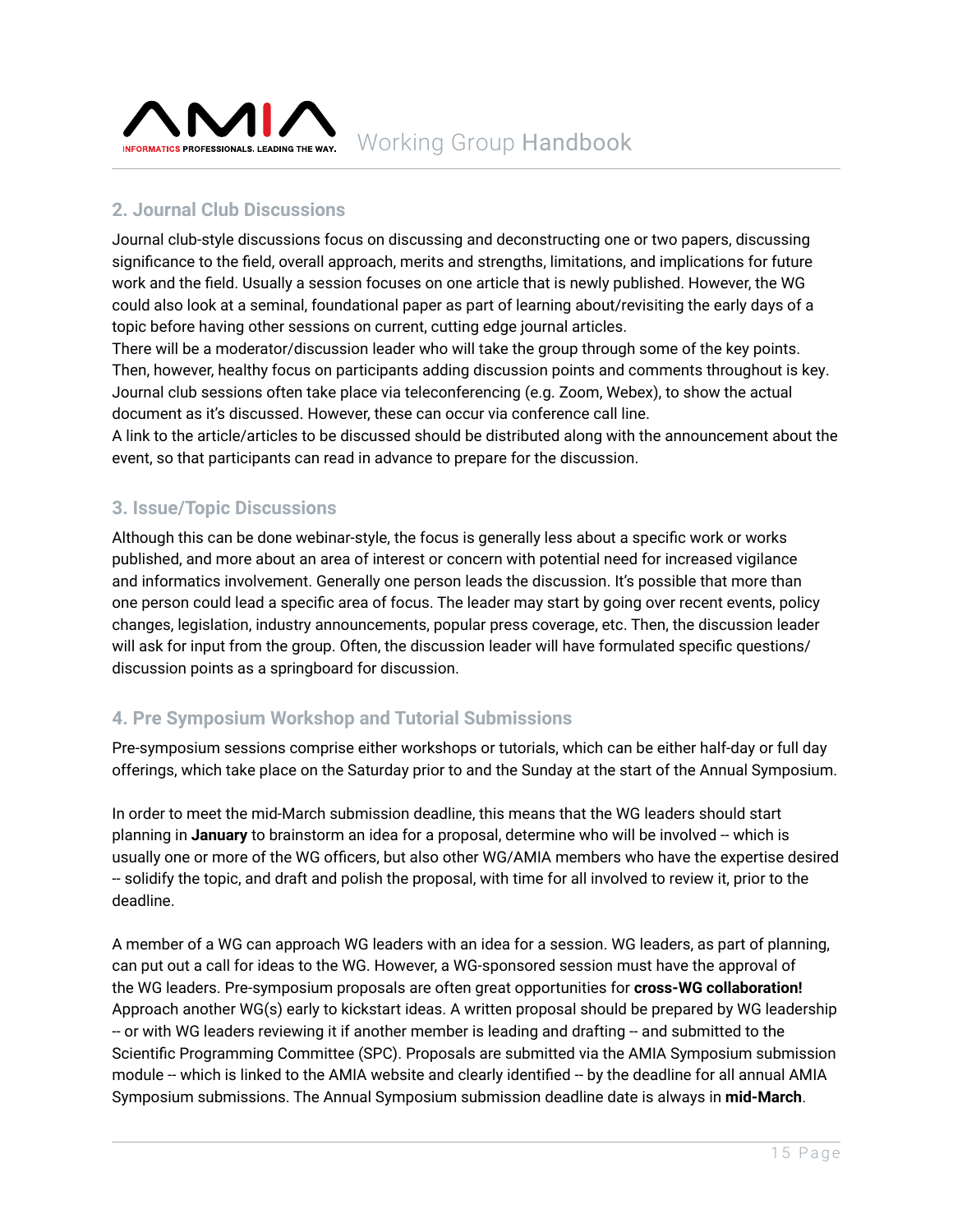## 2. Journal Club Discussions

Journal club-style discussions focus on discussing and deconstructing one or two papers, discussing significance to the field, overall approach, merits and strengths, limitations, and implications for future work and the field. Usually a session focuses on one article that is newly published. However, the WG could also look at a seminal, foundational paper as part of learning about/revisiting the early days of a topic before having other sessions on current, cutting edge journal articles.

There will be a moderator/discussion leader who will take the group through some of the key points. Then, however, healthy focus on participants adding discussion points and comments throughout is key. Journal club sessions often take place via teleconferencing (e.g. Zoom, Webex), to show the actual document as it's discussed. However, these can occur via conference call line.

A link to the article/articles to be discussed should be distributed along with the announcement about the event, so that participants can read in advance to prepare for the discussion.

## 3. Issue/Topic Discussions

Although this can be done webinar-style, the focus is generally less about a specific work or works published, and more about an area of interest or concern with potential need for increased vigilance and informatics involvement. Generally one person leads the discussion. It's possible that more than one person could lead a specific area of focus. The leader may start by going over recent events, policy changes, legislation, industry announcements, popular press coverage, etc. Then, the discussion leader will ask for input from the group. Often, the discussion leader will have formulated specific questions/ discussion points as a springboard for discussion.

## 4. Pre Symposium Workshop and Tutorial Submissions

Pre-symposium sessions comprise either workshops or tutorials, which can be either half-day or full day offerings, which take place on the Saturday prior to and the Sunday at the start of the Annual Symposium.

In order to meet the mid-March submission deadline, this means that the WG leaders should start planning in **January** to brainstorm an idea for a proposal, determine who will be involved -- which is usually one or more of the WG officers, but also other WG/AMIA members who have the expertise desired -- solidify the topic, and draft and polish the proposal, with time for all involved to review it, prior to the deadline.

A member of a WG can approach WG leaders with an idea for a session. WG leaders, as part of planning, can put out a call for ideas to the WG. However, a WG-sponsored session must have the approval of the WG leaders. Pre-symposium proposals are often great opportunities for **cross-WG collaboration!** Approach another WG(s) early to kickstart ideas. A written proposal should be prepared by WG leadership -- or with WG leaders reviewing it if another member is leading and drafting -- and submitted to the Scientific Programming Committee (SPC). Proposals are submitted via the AMIA Symposium submission module -- which is linked to the AMIA website and clearly identified -- by the deadline for all annual AMIA Symposium submissions. The Annual Symposium submission deadline date is always in **mid-March**.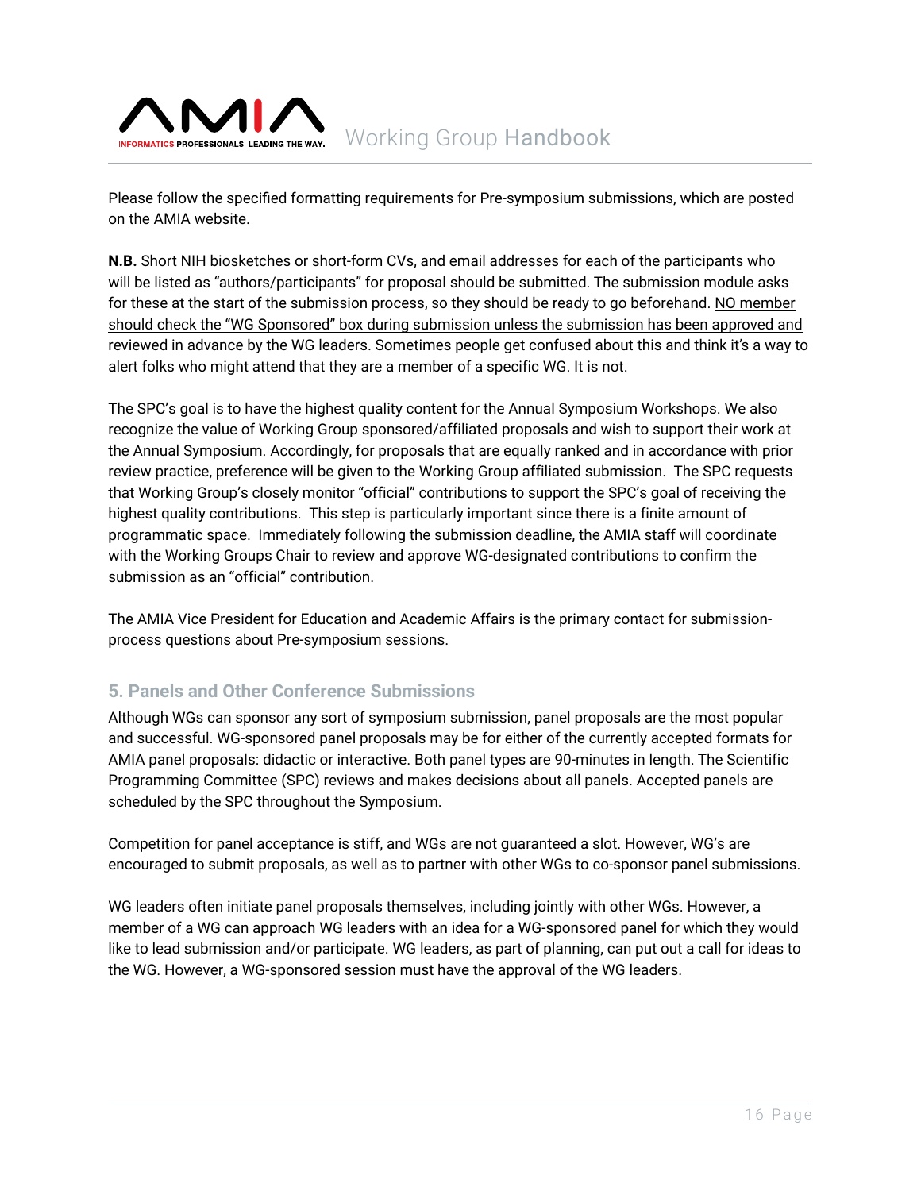Please follow the specified formatting requirements for Pre-symposium submissions, which are posted on the AMIA website.

**N.B.** Short NIH biosketches or short-form CVs, and email addresses for each of the participants who will be listed as "authors/participants" for proposal should be submitted. The submission module asks for these at the start of the submission process, so they should be ready to go beforehand. NO member should check the "WG Sponsored" box during submission unless the submission has been approved and reviewed in advance by the WG leaders. Sometimes people get confused about this and think it's a way to alert folks who might attend that they are a member of a specific WG. It is not.

The SPC's goal is to have the highest quality content for the Annual Symposium Workshops. We also recognize the value of Working Group sponsored/affiliated proposals and wish to support their work at the Annual Symposium. Accordingly, for proposals that are equally ranked and in accordance with prior review practice, preference will be given to the Working Group affiliated submission. The SPC requests that Working Group's closely monitor "official" contributions to support the SPC's goal of receiving the highest quality contributions. This step is particularly important since there is a finite amount of programmatic space. Immediately following the submission deadline, the AMIA staff will coordinate with the Working Groups Chair to review and approve WG-designated contributions to confirm the submission as an "official" contribution.

The AMIA Vice President for Education and Academic Affairs is the primary contact for submission-process questions about Pre-symposium sessions.

### 5. Panels and Other Conference Submissions

Although WGs can sponsor any sort of symposium submission, panel proposals are the most popular and successful. WG-sponsored panel proposals may be for either of the currently accepted formats for AMIA panel proposals: didactic or interactive. Both panel types are 90-minutes in length. The Scientific Programming Committee (SPC) reviews and makes decisions about all panels. Accepted panels are scheduled by the SPC throughout the Symposium.

Competition for panel acceptance is stiff, and WGs are not guaranteed a slot. However, WG's are encouraged to submit proposals, as well as to partner with other WGs to co-sponsor panel submissions.

WG leaders often initiate panel proposals themselves, including jointly with other WGs. However, a member of a WG can approach WG leaders with an idea for a WG-sponsored panel for which they would like to lead submission and/or participate. WG leaders, as part of planning, can put out a call for ideas to the WG. However, a WG-sponsored session must have the approval of the WG leaders.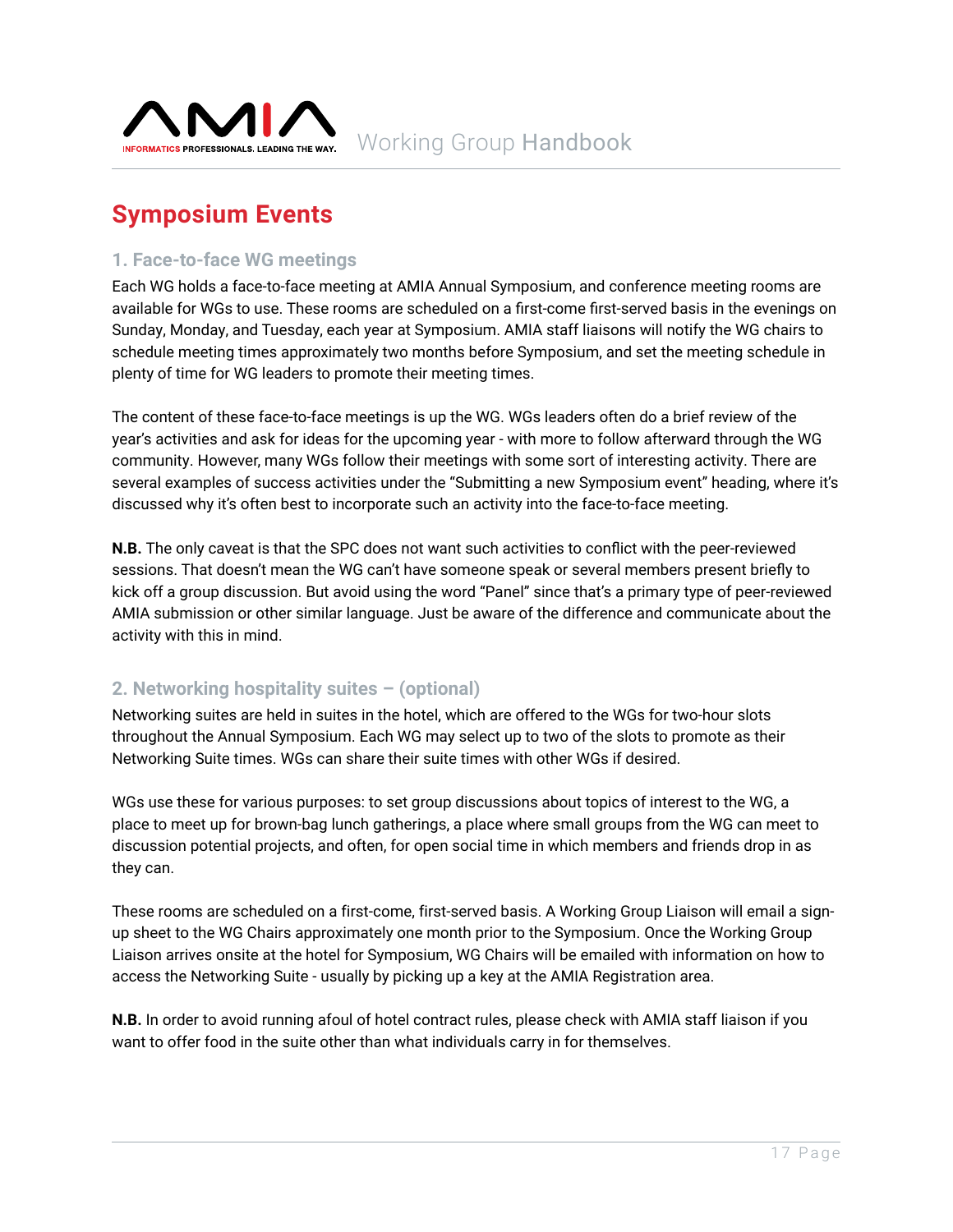# Symposium Events

## 1. Face-to-face WG meetings

Each WG holds a face-to-face meeting at AMIA Annual Symposium, and conference meeting rooms are available for WGs to use. These rooms are scheduled on a first-come first-served basis in the evenings on Sunday, Monday, and Tuesday, each year at Symposium. AMIA staff liaisons will notify the WG chairs to schedule meeting times approximately two months before Symposium, and set the meeting schedule in plenty of time for WG leaders to promote their meeting times.

The content of these face-to-face meetings is up the WG. WGs leaders often do a brief review of the year's activities and ask for ideas for the upcoming year - with more to follow afterward through the WG community. However, many WGs follow their meetings with some sort of interesting activity. There are several examples of success activities under the "Submitting a new Symposium event" heading, where it's discussed why it's often best to incorporate such an activity into the face-to-face meeting.

**N.B.** The only caveat is that the SPC does not want such activities to conflict with the peer-reviewed sessions. That doesn't mean the WG can't have someone speak or several members present briefly to kick off a group discussion. But avoid using the word "Panel" since that's a primary type of peer-reviewed AMIA submission or other similar language. Just be aware of the difference and communicate about the activity with this in mind.

## 2. Networking hospitality suites – (optional)

Networking suites are held in suites in the hotel, which are offered to the WGs for two-hour slots throughout the Annual Symposium. Each WG may select up to two of the slots to promote as their Networking Suite times. WGs can share their suite times with other WGs if desired.

WGs use these for various purposes: to set group discussions about topics of interest to the WG, a place to meet up for brown-bag lunch gatherings, a place where small groups from the WG can meet to discussion potential projects, and often, for open social time in which members and friends drop in as they can.

These rooms are scheduled on a first-come, first-served basis. A Working Group Liaison will email a sign-up sheet to the WG Chairs approximately one month prior to the Symposium. Once the Working Group Liaison arrives onsite at the hotel for Symposium, WG Chairs will be emailed with information on how to access the Networking Suite - usually by picking up a key at the AMIA Registration area.

**N.B.** In order to avoid running afoul of hotel contract rules, please check with AMIA staff liaison if you want to offer food in the suite other than what individuals carry in for themselves.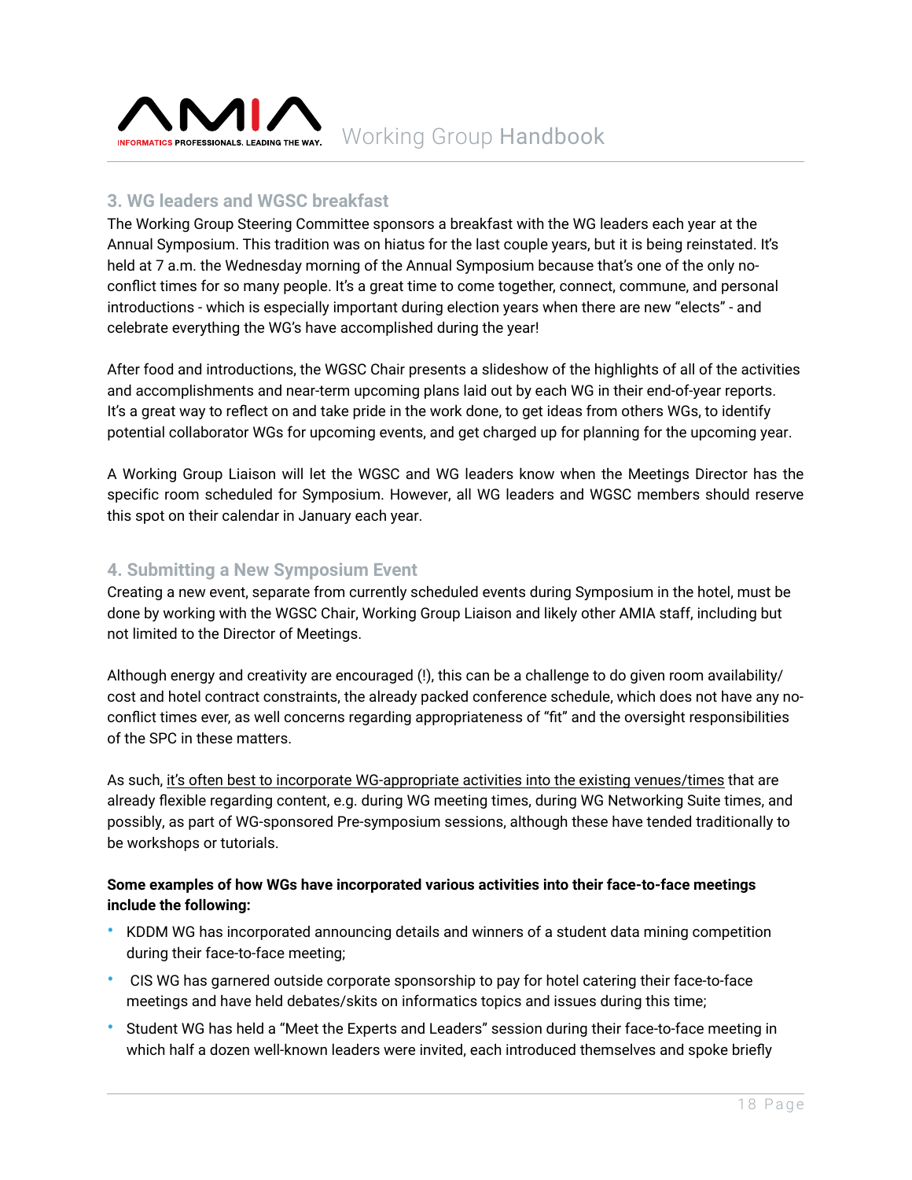### 3. WG leaders and WGSC breakfast

The Working Group Steering Committee sponsors a breakfast with the WG leaders each year at the Annual Symposium. This tradition was on hiatus for the last couple years, but it is being reinstated. It's held at 7 a.m. the Wednesday morning of the Annual Symposium because that's one of the only no-conflict times for so many people. It's a great time to come together, connect, commune, and personal introductions - which is especially important during election years when there are new "elects" - and celebrate everything the WG's have accomplished during the year!

After food and introductions, the WGSC Chair presents a slideshow of the highlights of all of the activities and accomplishments and near-term upcoming plans laid out by each WG in their end-of-year reports. It's a great way to reflect on and take pride in the work done, to get ideas from others WGs, to identify potential collaborator WGs for upcoming events, and get charged up for planning for the upcoming year.

A Working Group Liaison will let the WGSC and WG leaders know when the Meetings Director has the specific room scheduled for Symposium. However, all WG leaders and WGSC members should reserve this spot on their calendar in January each year.

### 4. Submitting a New Symposium Event

Creating a new event, separate from currently scheduled events during Symposium in the hotel, must be done by working with the WGSC Chair, Working Group Liaison and likely other AMIA staff, including but not limited to the Director of Meetings.

Although energy and creativity are encouraged (!), this can be a challenge to do given room availability/ cost and hotel contract constraints, the already packed conference schedule, which does not have any no-conflict times ever, as well concerns regarding appropriateness of "fit" and the oversight responsibilities of the SPC in these matters.

As such, <u>it's often best to incorporate WG-appropriate activities into the existing venues/times</u> that are already flexible regarding content, e.g. during WG meeting times, during WG Networking Suite times, and possibly, as part of WG-sponsored Pre-symposium sessions, although these have tended traditionally to be workshops or tutorials.

**Some examples of how WGs have incorporated various activities into their face-to-face meetings include the following:**

- KDDM WG has incorporated announcing details and winners of a student data mining competition during their face-to-face meeting;
- CIS WG has garnered outside corporate sponsorship to pay for hotel catering their face-to-face meetings and have held debates/skits on informatics topics and issues during this time;
- Student WG has held a "Meet the Experts and Leaders" session during their face-to-face meeting in which half a dozen well-known leaders were invited, each introduced themselves and spoke briefly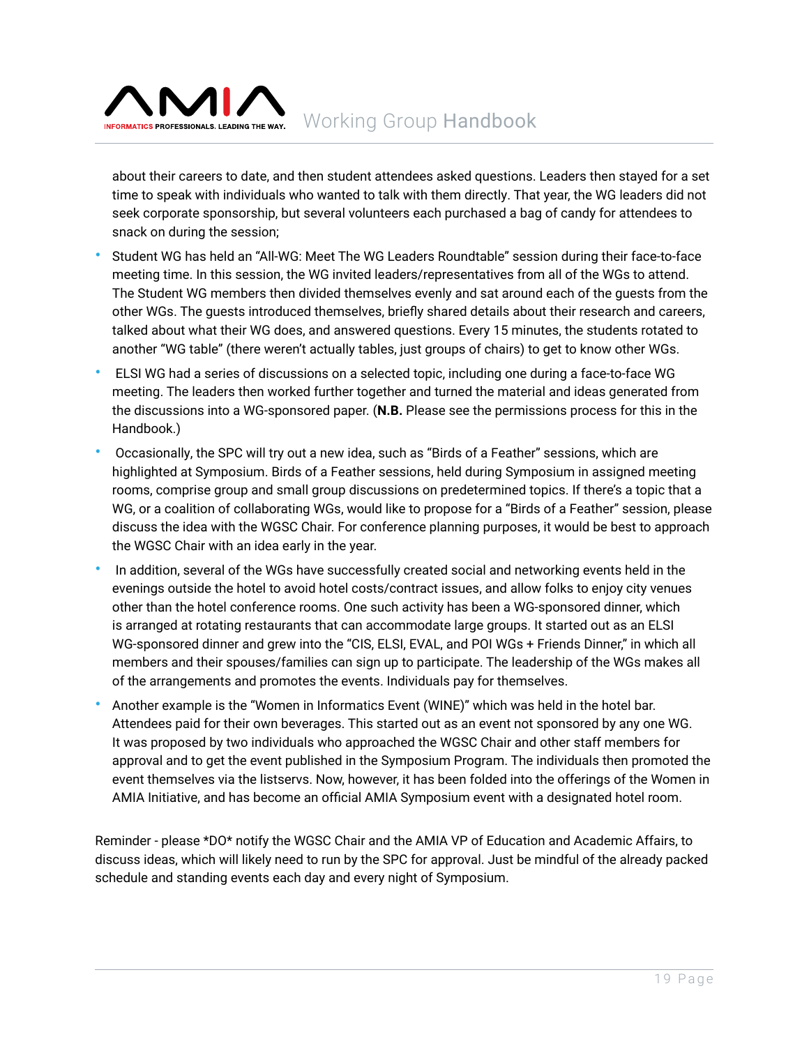about their careers to date, and then student attendees asked questions. Leaders then stayed for a set time to speak with individuals who wanted to talk with them directly. That year, the WG leaders did not seek corporate sponsorship, but several volunteers each purchased a bag of candy for attendees to snack on during the session;

- Student WG has held an “All-WG: Meet The WG Leaders Roundtable” session during their face-to-face meeting time. In this session, the WG invited leaders/representatives from all of the WGs to attend. The Student WG members then divided themselves evenly and sat around each of the guests from the other WGs. The guests introduced themselves, briefly shared details about their research and careers, talked about what their WG does, and answered questions. Every 15 minutes, the students rotated to another “WG table” (there weren’t actually tables, just groups of chairs) to get to know other WGs.
- ELSI WG had a series of discussions on a selected topic, including one during a face-to-face WG meeting. The leaders then worked further together and turned the material and ideas generated from the discussions into a WG-sponsored paper. (**N.B.** Please see the permissions process for this in the Handbook.)
- Occasionally, the SPC will try out a new idea, such as “Birds of a Feather” sessions, which are highlighted at Symposium. Birds of a Feather sessions, held during Symposium in assigned meeting rooms, comprise group and small group discussions on predetermined topics. If there’s a topic that a WG, or a coalition of collaborating WGs, would like to propose for a “Birds of a Feather” session, please discuss the idea with the WGSC Chair. For conference planning purposes, it would be best to approach the WGSC Chair with an idea early in the year.
- In addition, several of the WGs have successfully created social and networking events held in the evenings outside the hotel to avoid hotel costs/contract issues, and allow folks to enjoy city venues other than the hotel conference rooms. One such activity has been a WG-sponsored dinner, which is arranged at rotating restaurants that can accommodate large groups. It started out as an ELSI WG-sponsored dinner and grew into the “CIS, ELSI, EVAL, and POI WGs + Friends Dinner,” in which all members and their spouses/families can sign up to participate. The leadership of the WGs makes all of the arrangements and promotes the events. Individuals pay for themselves.
- Another example is the “Women in Informatics Event (WINE)” which was held in the hotel bar. Attendees paid for their own beverages. This started out as an event not sponsored by any one WG. It was proposed by two individuals who approached the WGSC Chair and other staff members for approval and to get the event published in the Symposium Program. The individuals then promoted the event themselves via the listservs. Now, however, it has been folded into the offerings of the Women in AMIA Initiative, and has become an official AMIA Symposium event with a designated hotel room.

Reminder - please *DO* notify the WGSC Chair and the AMIA VP of Education and Academic Affairs, to discuss ideas, which will likely need to run by the SPC for approval. Just be mindful of the already packed schedule and standing events each day and every night of Symposium.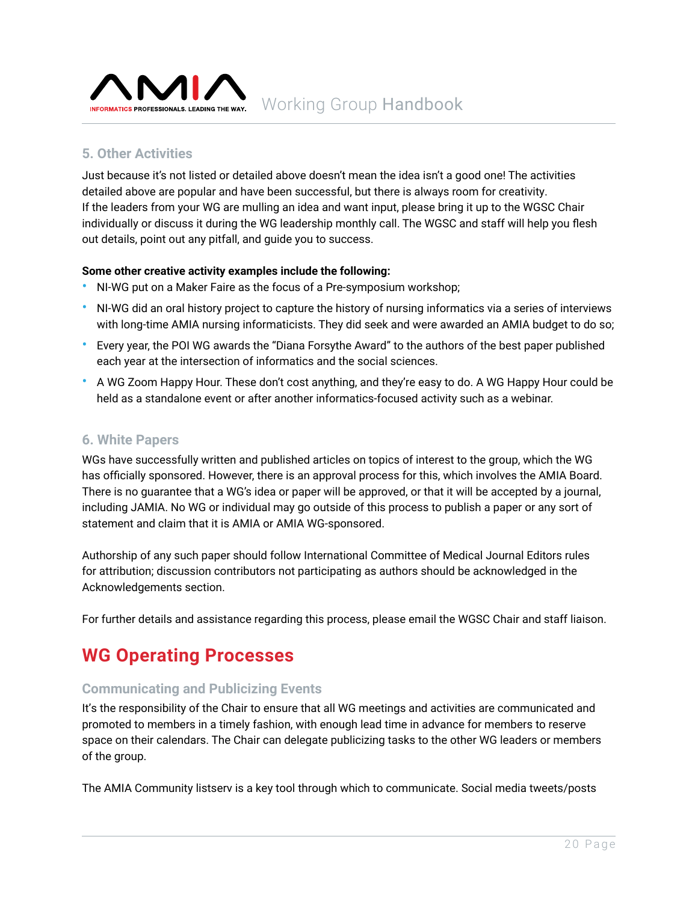### 5. Other Activities

Just because it's not listed or detailed above doesn't mean the idea isn't a good one! The activities detailed above are popular and have been successful, but there is always room for creativity. If the leaders from your WG are mulling an idea and want input, please bring it up to the WGSC Chair individually or discuss it during the WG leadership monthly call. The WGSC and staff will help you flesh out details, point out any pitfall, and guide you to success.

**Some other creative activity examples include the following:**

- NI-WG put on a Maker Faire as the focus of a Pre-symposium workshop;
- NI-WG did an oral history project to capture the history of nursing informatics via a series of interviews with long-time AMIA nursing informaticists. They did seek and were awarded an AMIA budget to do so;
- Every year, the POI WG awards the "Diana Forsythe Award" to the authors of the best paper published each year at the intersection of informatics and the social sciences.
- A WG Zoom Happy Hour. These don't cost anything, and they're easy to do. A WG Happy Hour could be held as a standalone event or after another informatics-focused activity such as a webinar.

### 6. White Papers

WGs have successfully written and published articles on topics of interest to the group, which the WG has officially sponsored. However, there is an approval process for this, which involves the AMIA Board. There is no guarantee that a WG's idea or paper will be approved, or that it will be accepted by a journal, including JAMIA. No WG or individual may go outside of this process to publish a paper or any sort of statement and claim that it is AMIA or AMIA WG-sponsored.

Authorship of any such paper should follow International Committee of Medical Journal Editors rules for attribution; discussion contributors not participating as authors should be acknowledged in the Acknowledgements section.

For further details and assistance regarding this process, please email the WGSC Chair and staff liaison.

## WG Operating Processes

### Communicating and Publicizing Events

It's the responsibility of the Chair to ensure that all WG meetings and activities are communicated and promoted to members in a timely fashion, with enough lead time in advance for members to reserve space on their calendars. The Chair can delegate publicizing tasks to the other WG leaders or members of the group.

The AMIA Community listserv is a key tool through which to communicate. Social media tweets/posts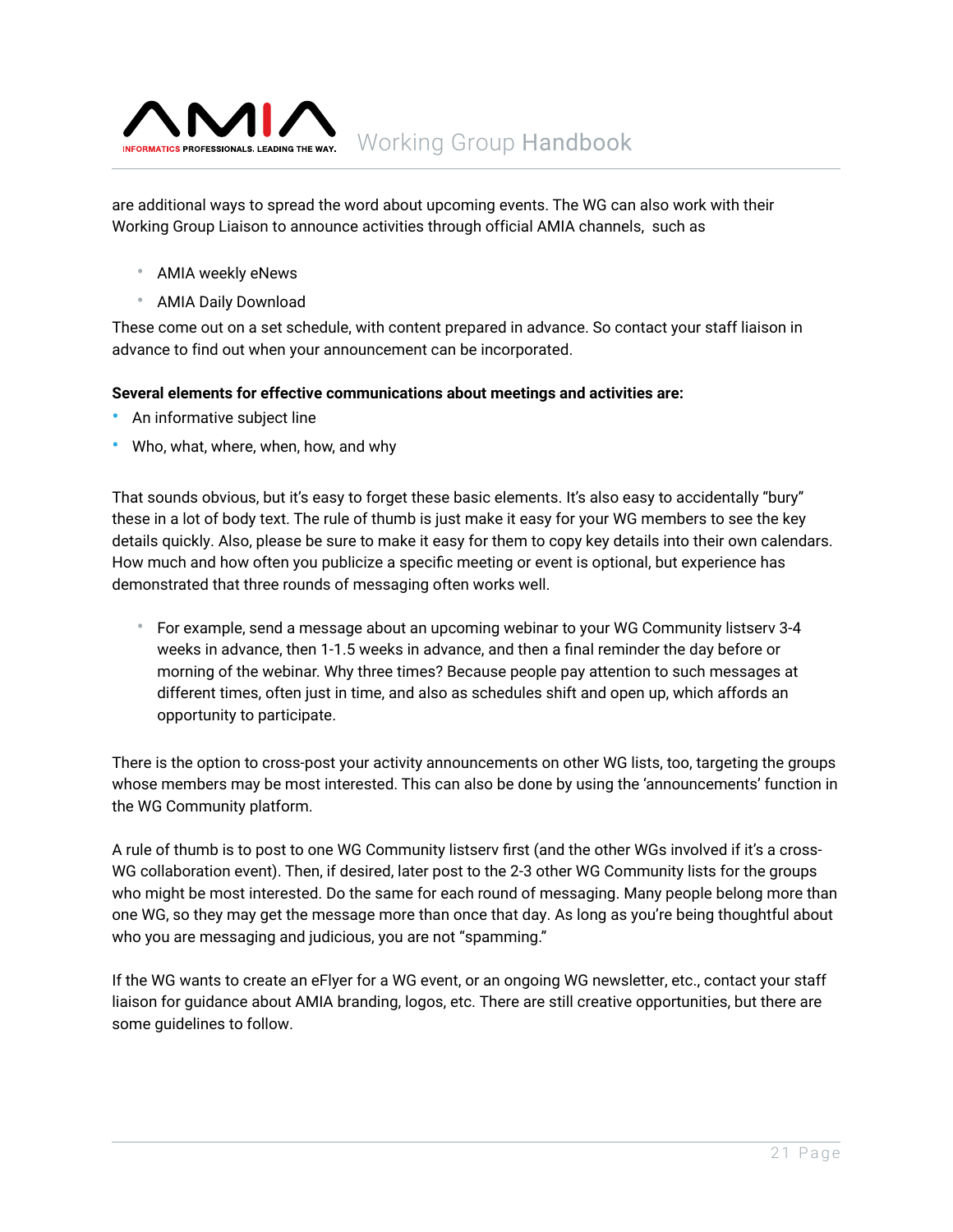are additional ways to spread the word about upcoming events. The WG can also work with their Working Group Liaison to announce activities through official AMIA channels, such as

- AMIA weekly eNews
- AMIA Daily Download

These come out on a set schedule, with content prepared in advance. So contact your staff liaison in advance to find out when your announcement can be incorporated.

**Several elements for effective communications about meetings and activities are:**

- An informative subject line
- Who, what, where, when, how, and why

That sounds obvious, but it's easy to forget these basic elements. It's also easy to accidentally "bury" these in a lot of body text. The rule of thumb is just make it easy for your WG members to see the key details quickly. Also, please be sure to make it easy for them to copy key details into their own calendars. How much and how often you publicize a specific meeting or event is optional, but experience has demonstrated that three rounds of messaging often works well.

- For example, send a message about an upcoming webinar to your WG Community listserv 3-4 weeks in advance, then 1-1.5 weeks in advance, and then a final reminder the day before or morning of the webinar. Why three times? Because people pay attention to such messages at different times, often just in time, and also as schedules shift and open up, which affords an opportunity to participate.

There is the option to cross-post your activity announcements on other WG lists, too, targeting the groups whose members may be most interested. This can also be done by using the 'announcements' function in the WG Community platform.

A rule of thumb is to post to one WG Community listserv first (and the other WGs involved if it's a cross-WG collaboration event). Then, if desired, later post to the 2-3 other WG Community lists for the groups who might be most interested. Do the same for each round of messaging. Many people belong more than one WG, so they may get the message more than once that day. As long as you're being thoughtful about who you are messaging and judicious, you are not "spamming."

If the WG wants to create an eFlyer for a WG event, or an ongoing WG newsletter, etc., contact your staff liaison for guidance about AMIA branding, logos, etc. There are still creative opportunities, but there are some guidelines to follow.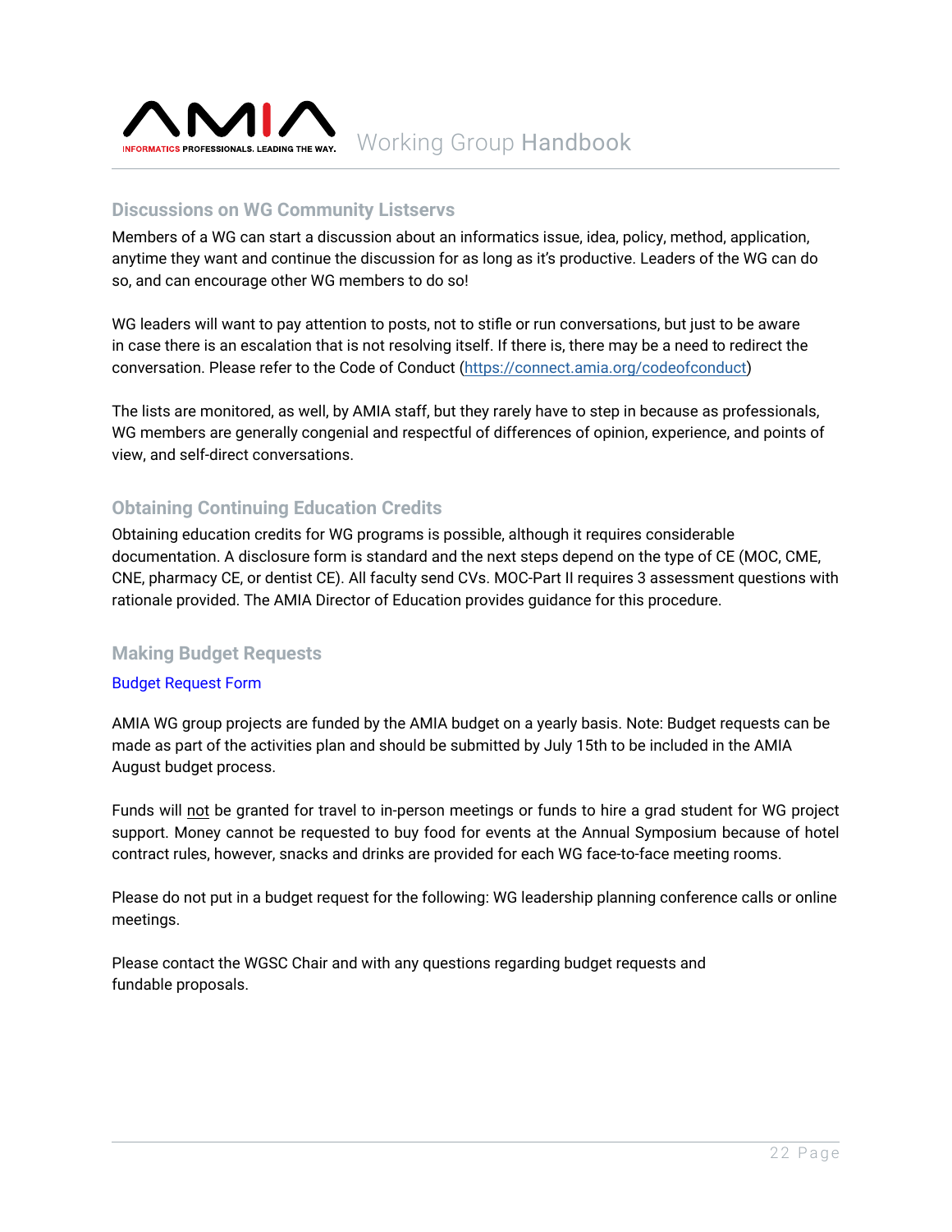## Discussions on WG Community Listservs

Members of a WG can start a discussion about an informatics issue, idea, policy, method, application, anytime they want and continue the discussion for as long as it's productive. Leaders of the WG can do so, and can encourage other WG members to do so!

WG leaders will want to pay attention to posts, not to stifle or run conversations, but just to be aware in case there is an escalation that is not resolving itself. If there is, there may be a need to redirect the conversation. Please refer to the Code of Conduct (https://connect.amia.org/codeofconduct)

The lists are monitored, as well, by AMIA staff, but they rarely have to step in because as professionals, WG members are generally congenial and respectful of differences of opinion, experience, and points of view, and self-direct conversations.

## Obtaining Continuing Education Credits

Obtaining education credits for WG programs is possible, although it requires considerable documentation. A disclosure form is standard and the next steps depend on the type of CE (MOC, CME, CNE, pharmacy CE, or dentist CE). All faculty send CVs. MOC-Part II requires 3 assessment questions with rationale provided. The AMIA Director of Education provides guidance for this procedure.

## Making Budget Requests

Budget Request Form

AMIA WG group projects are funded by the AMIA budget on a yearly basis. Note: Budget requests can be made as part of the activities plan and should be submitted by July 15th to be included in the AMIA August budget process.

Funds will not be granted for travel to in-person meetings or funds to hire a grad student for WG project support. Money cannot be requested to buy food for events at the Annual Symposium because of hotel contract rules, however, snacks and drinks are provided for each WG face-to-face meeting rooms.

Please do not put in a budget request for the following: WG leadership planning conference calls or online meetings.

Please contact the WGSC Chair and with any questions regarding budget requests and fundable proposals.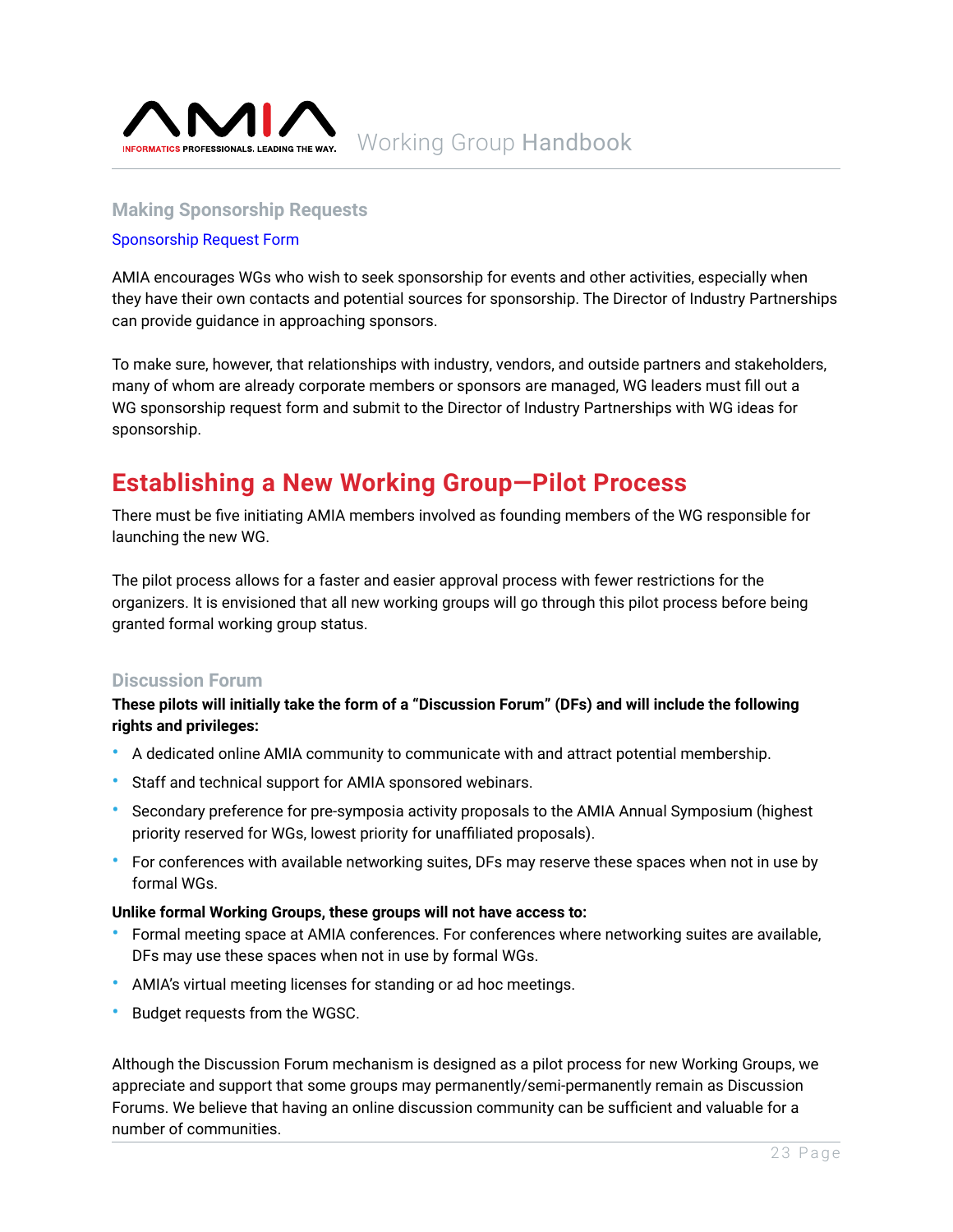### Making Sponsorship Requests

Sponsorship Request Form

AMIA encourages WGs who wish to seek sponsorship for events and other activities, especially when they have their own contacts and potential sources for sponsorship. The Director of Industry Partnerships can provide guidance in approaching sponsors.

To make sure, however, that relationships with industry, vendors, and outside partners and stakeholders, many of whom are already corporate members or sponsors are managed, WG leaders must fill out a WG sponsorship request form and submit to the Director of Industry Partnerships with WG ideas for sponsorship.

## Establishing a New Working Group—Pilot Process

There must be five initiating AMIA members involved as founding members of the WG responsible for launching the new WG.

The pilot process allows for a faster and easier approval process with fewer restrictions for the organizers. It is envisioned that all new working groups will go through this pilot process before being granted formal working group status.

### Discussion Forum

**These pilots will initially take the form of a "Discussion Forum" (DFs) and will include the following rights and privileges:**

- A dedicated online AMIA community to communicate with and attract potential membership.
- Staff and technical support for AMIA sponsored webinars.
- Secondary preference for pre-symposia activity proposals to the AMIA Annual Symposium (highest priority reserved for WGs, lowest priority for unaffiliated proposals).
- For conferences with available networking suites, DFs may reserve these spaces when not in use by formal WGs.

**Unlike formal Working Groups, these groups will not have access to:**

- Formal meeting space at AMIA conferences. For conferences where networking suites are available, DFs may use these spaces when not in use by formal WGs.
- AMIA's virtual meeting licenses for standing or ad hoc meetings.
- Budget requests from the WGSC.

Although the Discussion Forum mechanism is designed as a pilot process for new Working Groups, we appreciate and support that some groups may permanently/semi-permanently remain as Discussion Forums. We believe that having an online discussion community can be sufficient and valuable for a number of communities.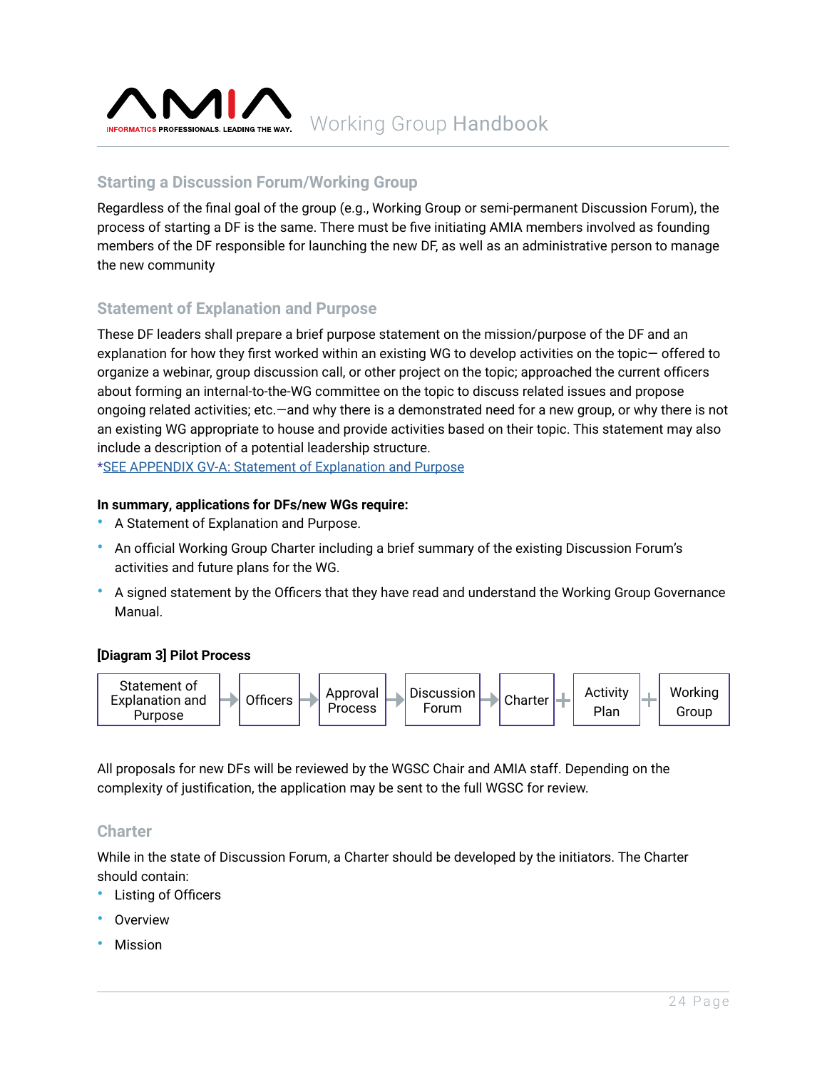## Starting a Discussion Forum/Working Group

Regardless of the final goal of the group (e.g., Working Group or semi-permanent Discussion Forum), the process of starting a DF is the same. There must be five initiating AMIA members involved as founding members of the DF responsible for launching the new DF, as well as an administrative person to manage the new community

## Statement of Explanation and Purpose

These DF leaders shall prepare a brief purpose statement on the mission/purpose of the DF and an explanation for how they first worked within an existing WG to develop activities on the topic— offered to organize a webinar, group discussion call, or other project on the topic; approached the current officers about forming an internal-to-the-WG committee on the topic to discuss related issues and propose ongoing related activities; etc.—and why there is a demonstrated need for a new group, or why there is not an existing WG appropriate to house and provide activities based on their topic. This statement may also include a description of a potential leadership structure.
*SEE APPENDIX GV-A: Statement of Explanation and Purpose

**In summary, applications for DFs/new WGs require:**

- A Statement of Explanation and Purpose.
- An official Working Group Charter including a brief summary of the existing Discussion Forum's activities and future plans for the WG.
- A signed statement by the Officers that they have read and understand the Working Group Governance Manual.

**[Diagram 3] Pilot Process**

Statement of Explanation and Purpose → Officers → Approval Process → Discussion Forum → Charter + Activity Plan + Working Group

All proposals for new DFs will be reviewed by the WGSC Chair and AMIA staff. Depending on the complexity of justification, the application may be sent to the full WGSC for review.

## Charter

While in the state of Discussion Forum, a Charter should be developed by the initiators. The Charter should contain:

- Listing of Officers
- Overview
- Mission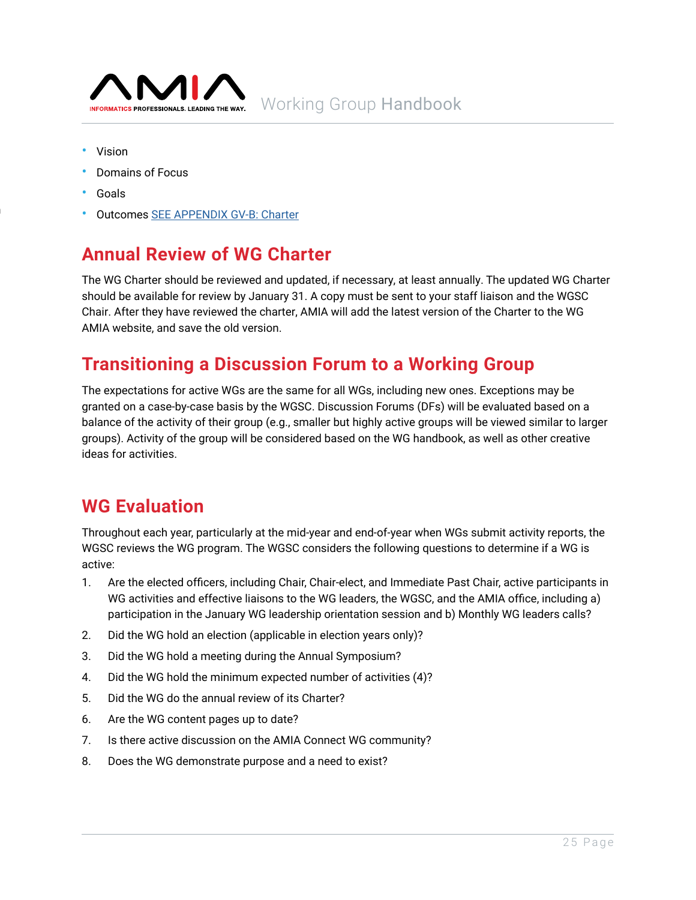- Vision
- Domains of Focus
- Goals
- Outcomes SEE APPENDIX GV-B: Charter

## Annual Review of WG Charter

The WG Charter should be reviewed and updated, if necessary, at least annually. The updated WG Charter should be available for review by January 31. A copy must be sent to your staff liaison and the WGSC Chair. After they have reviewed the charter, AMIA will add the latest version of the Charter to the WG AMIA website, and save the old version.

## Transitioning a Discussion Forum to a Working Group

The expectations for active WGs are the same for all WGs, including new ones. Exceptions may be granted on a case-by-case basis by the WGSC. Discussion Forums (DFs) will be evaluated based on a balance of the activity of their group (e.g., smaller but highly active groups will be viewed similar to larger groups). Activity of the group will be considered based on the WG handbook, as well as other creative ideas for activities.

## WG Evaluation

Throughout each year, particularly at the mid-year and end-of-year when WGs submit activity reports, the WGSC reviews the WG program. The WGSC considers the following questions to determine if a WG is active:

1. Are the elected officers, including Chair, Chair-elect, and Immediate Past Chair, active participants in WG activities and effective liaisons to the WG leaders, the WGSC, and the AMIA office, including a) participation in the January WG leadership orientation session and b) Monthly WG leaders calls?
2. Did the WG hold an election (applicable in election years only)?
3. Did the WG hold a meeting during the Annual Symposium?
4. Did the WG hold the minimum expected number of activities (4)?
5. Did the WG do the annual review of its Charter?
6. Are the WG content pages up to date?
7. Is there active discussion on the AMIA Connect WG community?
8. Does the WG demonstrate purpose and a need to exist?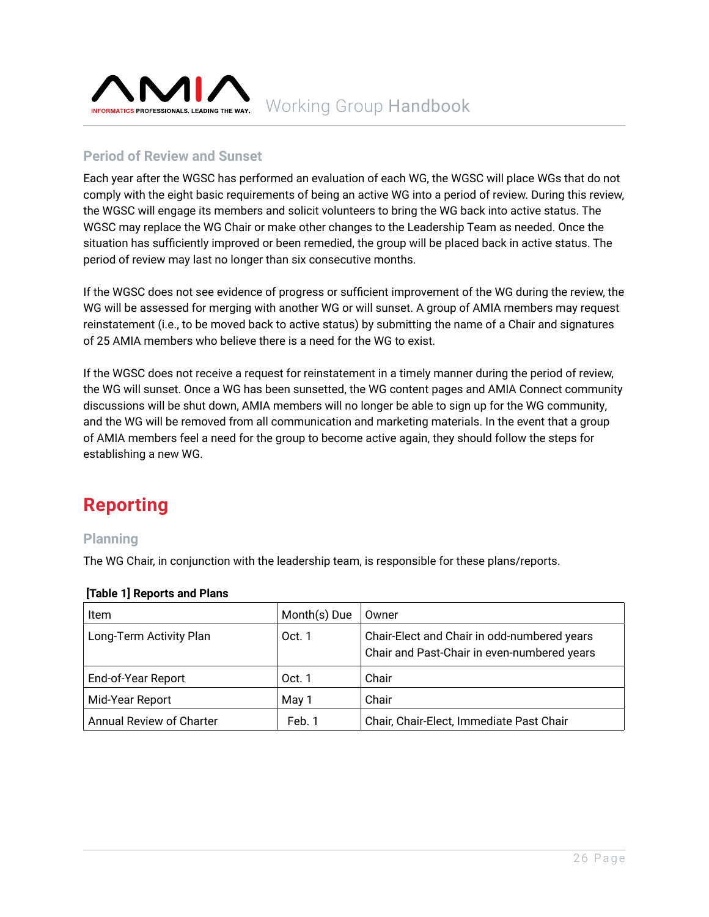### Period of Review and Sunset

Each year after the WGSC has performed an evaluation of each WG, the WGSC will place WGs that do not comply with the eight basic requirements of being an active WG into a period of review. During this review, the WGSC will engage its members and solicit volunteers to bring the WG back into active status. The WGSC may replace the WG Chair or make other changes to the Leadership Team as needed. Once the situation has sufficiently improved or been remedied, the group will be placed back in active status. The period of review may last no longer than six consecutive months.

If the WGSC does not see evidence of progress or sufficient improvement of the WG during the review, the WG will be assessed for merging with another WG or will sunset. A group of AMIA members may request reinstatement (i.e., to be moved back to active status) by submitting the name of a Chair and signatures of 25 AMIA members who believe there is a need for the WG to exist.

If the WGSC does not receive a request for reinstatement in a timely manner during the period of review, the WG will sunset. Once a WG has been sunsetted, the WG content pages and AMIA Connect community discussions will be shut down, AMIA members will no longer be able to sign up for the WG community, and the WG will be removed from all communication and marketing materials. In the event that a group of AMIA members feel a need for the group to become active again, they should follow the steps for establishing a new WG.

## Reporting

### Planning

The WG Chair, in conjunction with the leadership team, is responsible for these plans/reports.

**[Table 1] Reports and Plans**

| Item | Month(s) Due | Owner |
|---|---|---|
| Long-Term Activity Plan | Oct. 1 | Chair-Elect and Chair in odd-numbered years<br>Chair and Past-Chair in even-numbered years |
| End-of-Year Report | Oct. 1 | Chair |
| Mid-Year Report | May 1 | Chair |
| Annual Review of Charter | Feb. 1 | Chair, Chair-Elect, Immediate Past Chair |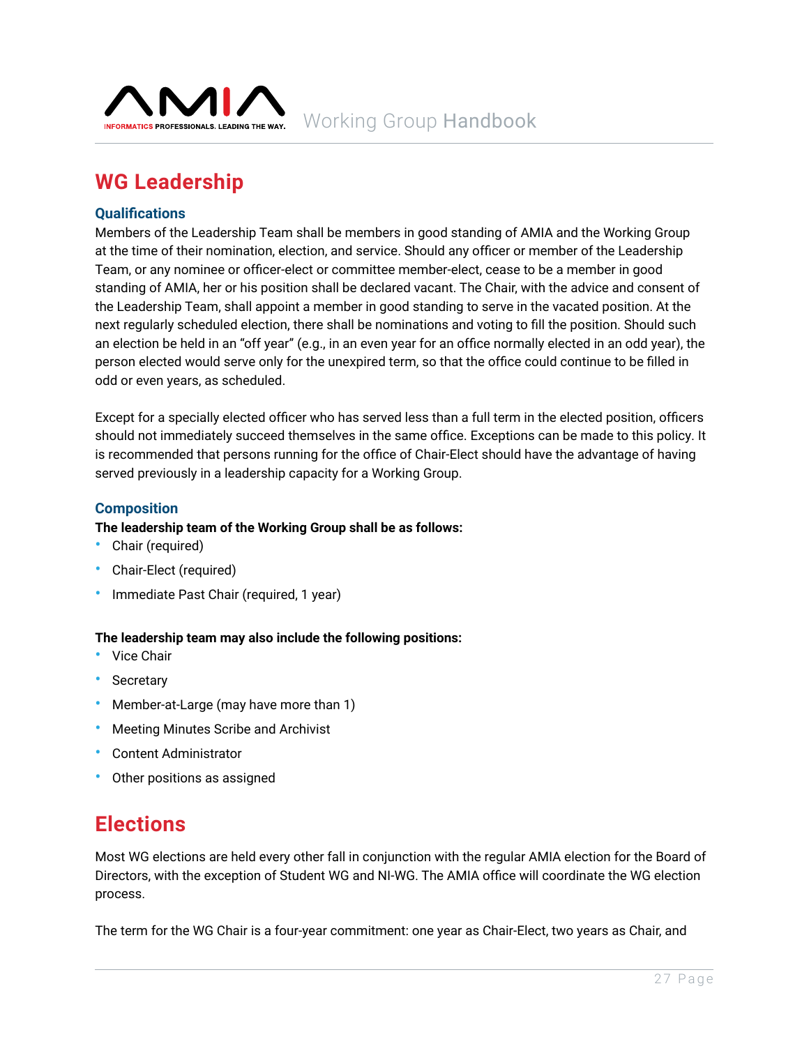# WG Leadership

### Qualifications

Members of the Leadership Team shall be members in good standing of AMIA and the Working Group at the time of their nomination, election, and service. Should any officer or member of the Leadership Team, or any nominee or officer-elect or committee member-elect, cease to be a member in good standing of AMIA, her or his position shall be declared vacant. The Chair, with the advice and consent of the Leadership Team, shall appoint a member in good standing to serve in the vacated position. At the next regularly scheduled election, there shall be nominations and voting to fill the position. Should such an election be held in an "off year" (e.g., in an even year for an office normally elected in an odd year), the person elected would serve only for the unexpired term, so that the office could continue to be filled in odd or even years, as scheduled.

Except for a specially elected officer who has served less than a full term in the elected position, officers should not immediately succeed themselves in the same office. Exceptions can be made to this policy. It is recommended that persons running for the office of Chair-Elect should have the advantage of having served previously in a leadership capacity for a Working Group.

### Composition

**The leadership team of the Working Group shall be as follows:**

- Chair (required)
- Chair-Elect (required)
- Immediate Past Chair (required, 1 year)

**The leadership team may also include the following positions:**

- Vice Chair
- Secretary
- Member-at-Large (may have more than 1)
- Meeting Minutes Scribe and Archivist
- Content Administrator
- Other positions as assigned

# Elections

Most WG elections are held every other fall in conjunction with the regular AMIA election for the Board of Directors, with the exception of Student WG and NI-WG. The AMIA office will coordinate the WG election process.

The term for the WG Chair is a four-year commitment: one year as Chair-Elect, two years as Chair, and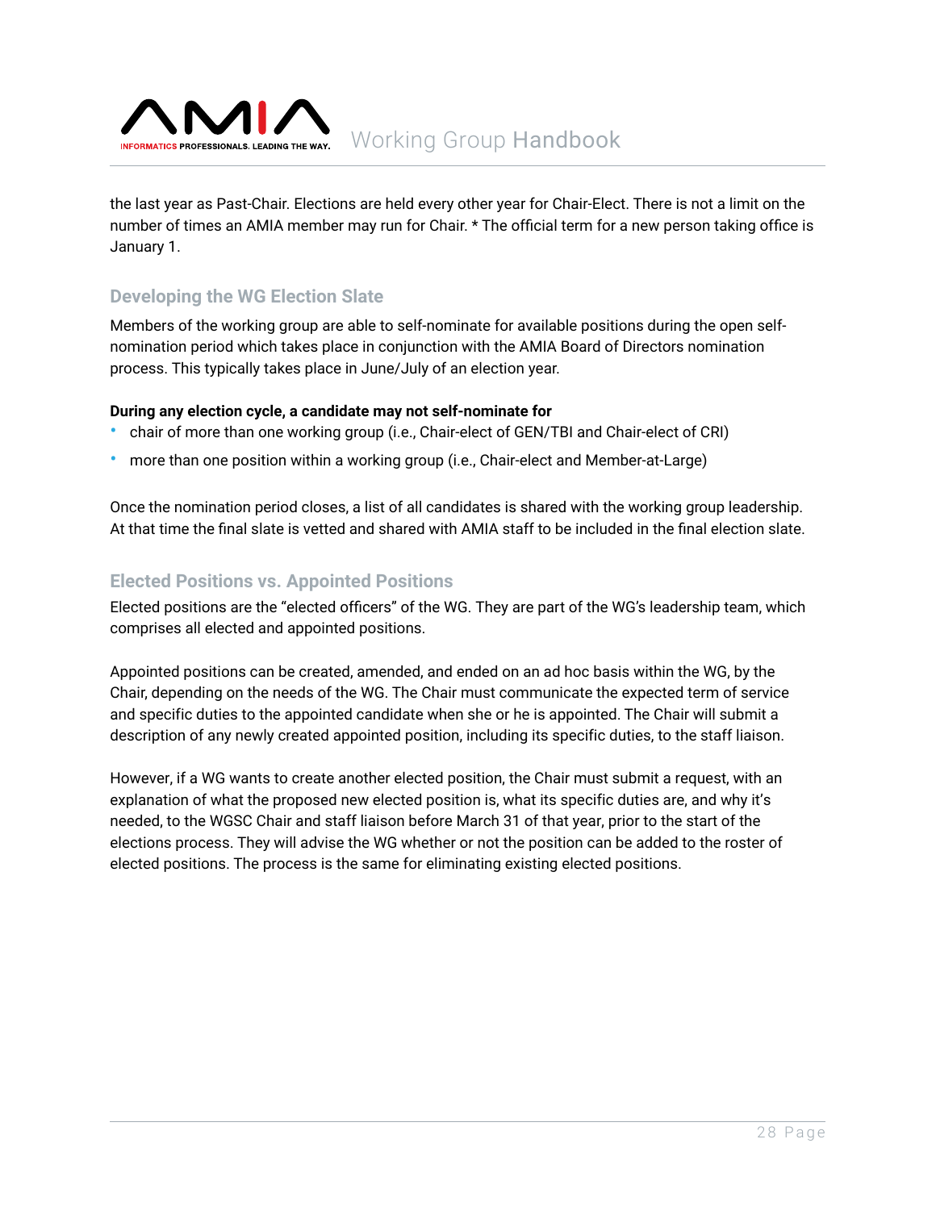the last year as Past-Chair. Elections are held every other year for Chair-Elect. There is not a limit on the number of times an AMIA member may run for Chair. * The official term for a new person taking office is January 1.

### Developing the WG Election Slate

Members of the working group are able to self-nominate for available positions during the open self-nomination period which takes place in conjunction with the AMIA Board of Directors nomination process. This typically takes place in June/July of an election year.

**During any election cycle, a candidate may not self-nominate for**

- chair of more than one working group (i.e., Chair-elect of GEN/TBI and Chair-elect of CRI)
- more than one position within a working group (i.e., Chair-elect and Member-at-Large)

Once the nomination period closes, a list of all candidates is shared with the working group leadership. At that time the final slate is vetted and shared with AMIA staff to be included in the final election slate.

### Elected Positions vs. Appointed Positions

Elected positions are the "elected officers" of the WG. They are part of the WG's leadership team, which comprises all elected and appointed positions.

Appointed positions can be created, amended, and ended on an ad hoc basis within the WG, by the Chair, depending on the needs of the WG. The Chair must communicate the expected term of service and specific duties to the appointed candidate when she or he is appointed. The Chair will submit a description of any newly created appointed position, including its specific duties, to the staff liaison.

However, if a WG wants to create another elected position, the Chair must submit a request, with an explanation of what the proposed new elected position is, what its specific duties are, and why it's needed, to the WGSC Chair and staff liaison before March 31 of that year, prior to the start of the elections process. They will advise the WG whether or not the position can be added to the roster of elected positions. The process is the same for eliminating existing elected positions.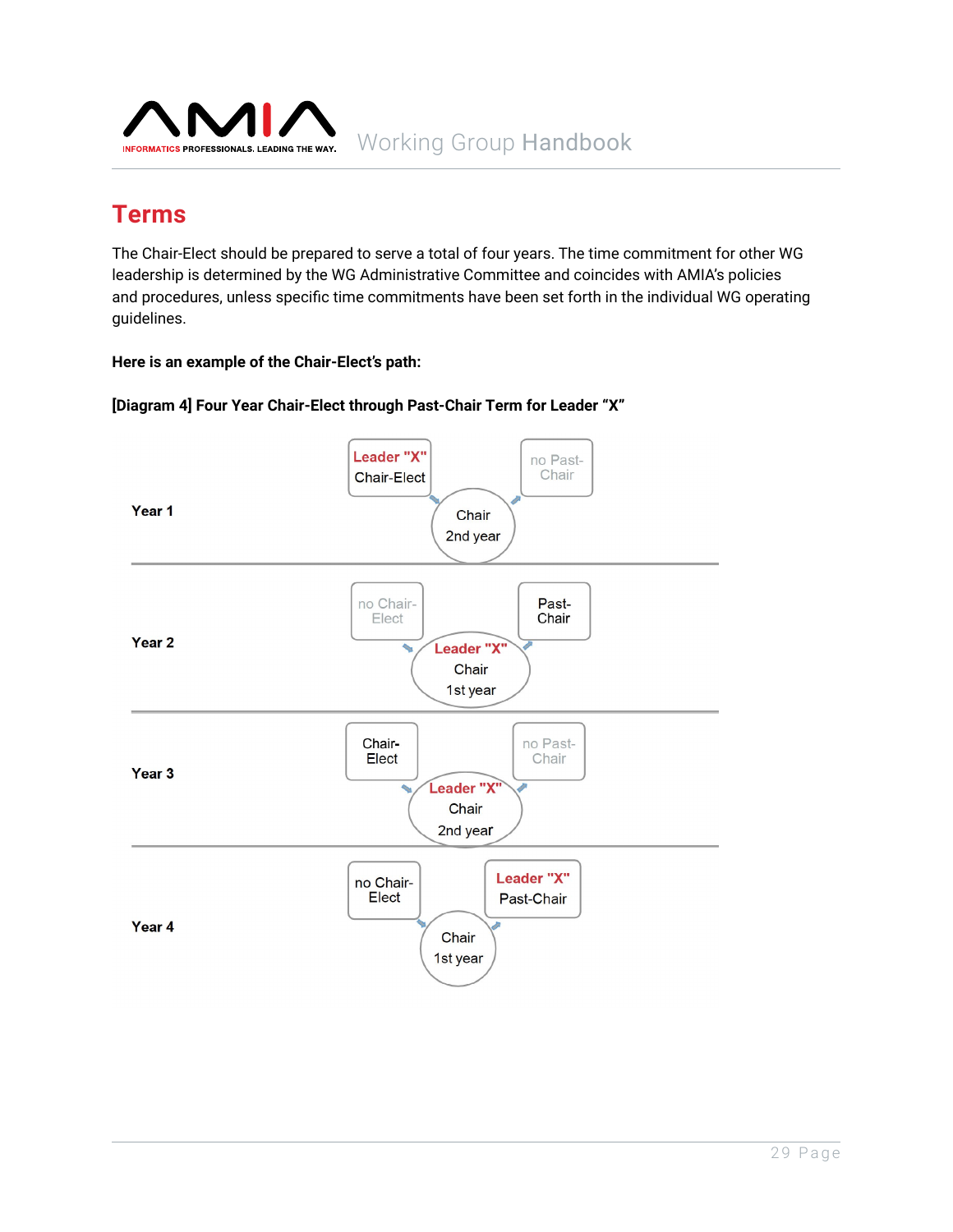## Terms

The Chair-Elect should be prepared to serve a total of four years. The time commitment for other WG leadership is determined by the WG Administrative Committee and coincides with AMIA's policies and procedures, unless specific time commitments have been set forth in the individual WG operating guidelines.

**Here is an example of the Chair-Elect's path:**

**[Diagram 4] Four Year Chair-Elect through Past-Chair Term for Leader "X"**

**Year 1**

Leader "X" Chair-Elect

no Past-Chair

Chair 2nd year

**Year 2**

no Chair-Elect

Past-Chair

Leader "X" Chair 1st year

**Year 3**

Chair-Elect

no Past-Chair

Leader "X" Chair 2nd year

**Year 4**

no Chair-Elect

Leader "X" Past-Chair

Chair 1st year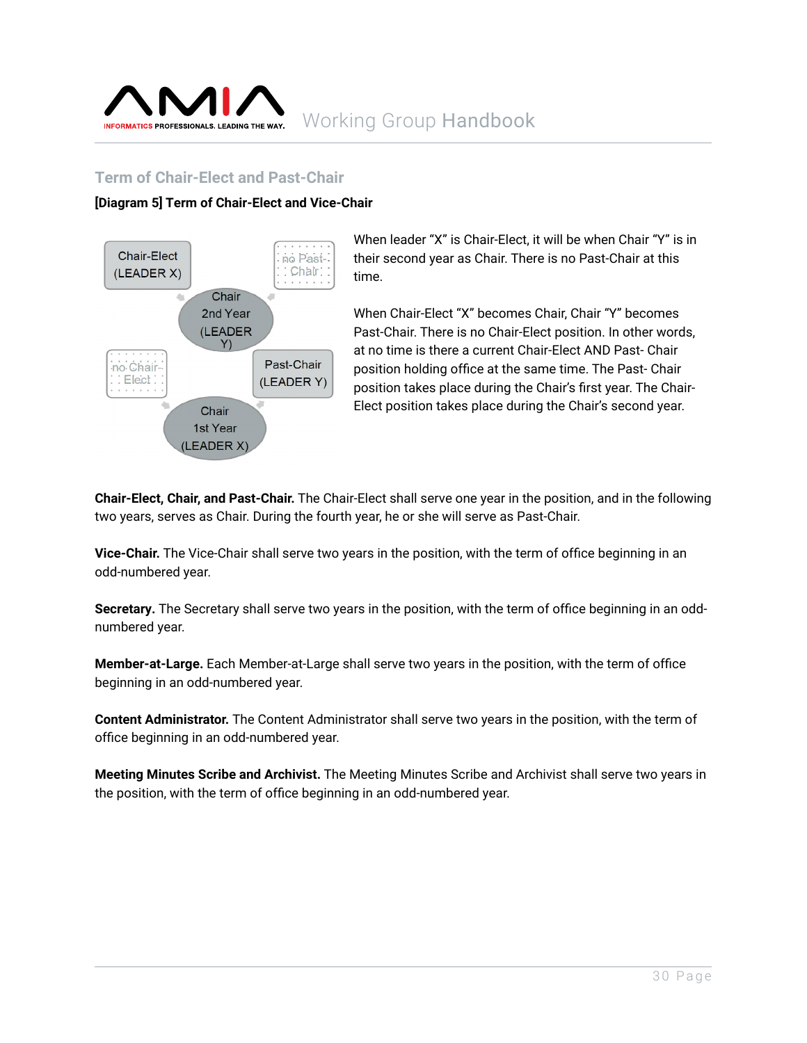## Term of Chair-Elect and Past-Chair

**[Diagram 5] Term of Chair-Elect and Vice-Chair**

Chair-Elect (LEADER X)

no Past-Chair

Chair 2nd Year (LEADER Y)

no Chair-Elect

Past-Chair (LEADER Y)

Chair 1st Year (LEADER X)

When leader "X" is Chair-Elect, it will be when Chair "Y" is in their second year as Chair. There is no Past-Chair at this time.

When Chair-Elect "X" becomes Chair, Chair "Y" becomes Past-Chair. There is no Chair-Elect position. In other words, at no time is there a current Chair-Elect AND Past- Chair position holding office at the same time. The Past- Chair position takes place during the Chair's first year. The Chair-Elect position takes place during the Chair's second year.

**Chair-Elect, Chair, and Past-Chair.** The Chair-Elect shall serve one year in the position, and in the following two years, serves as Chair. During the fourth year, he or she will serve as Past-Chair.

**Vice-Chair.** The Vice-Chair shall serve two years in the position, with the term of office beginning in an odd-numbered year.

**Secretary.** The Secretary shall serve two years in the position, with the term of office beginning in an odd-numbered year.

**Member-at-Large.** Each Member-at-Large shall serve two years in the position, with the term of office beginning in an odd-numbered year.

**Content Administrator.** The Content Administrator shall serve two years in the position, with the term of office beginning in an odd-numbered year.

**Meeting Minutes Scribe and Archivist.** The Meeting Minutes Scribe and Archivist shall serve two years in the position, with the term of office beginning in an odd-numbered year.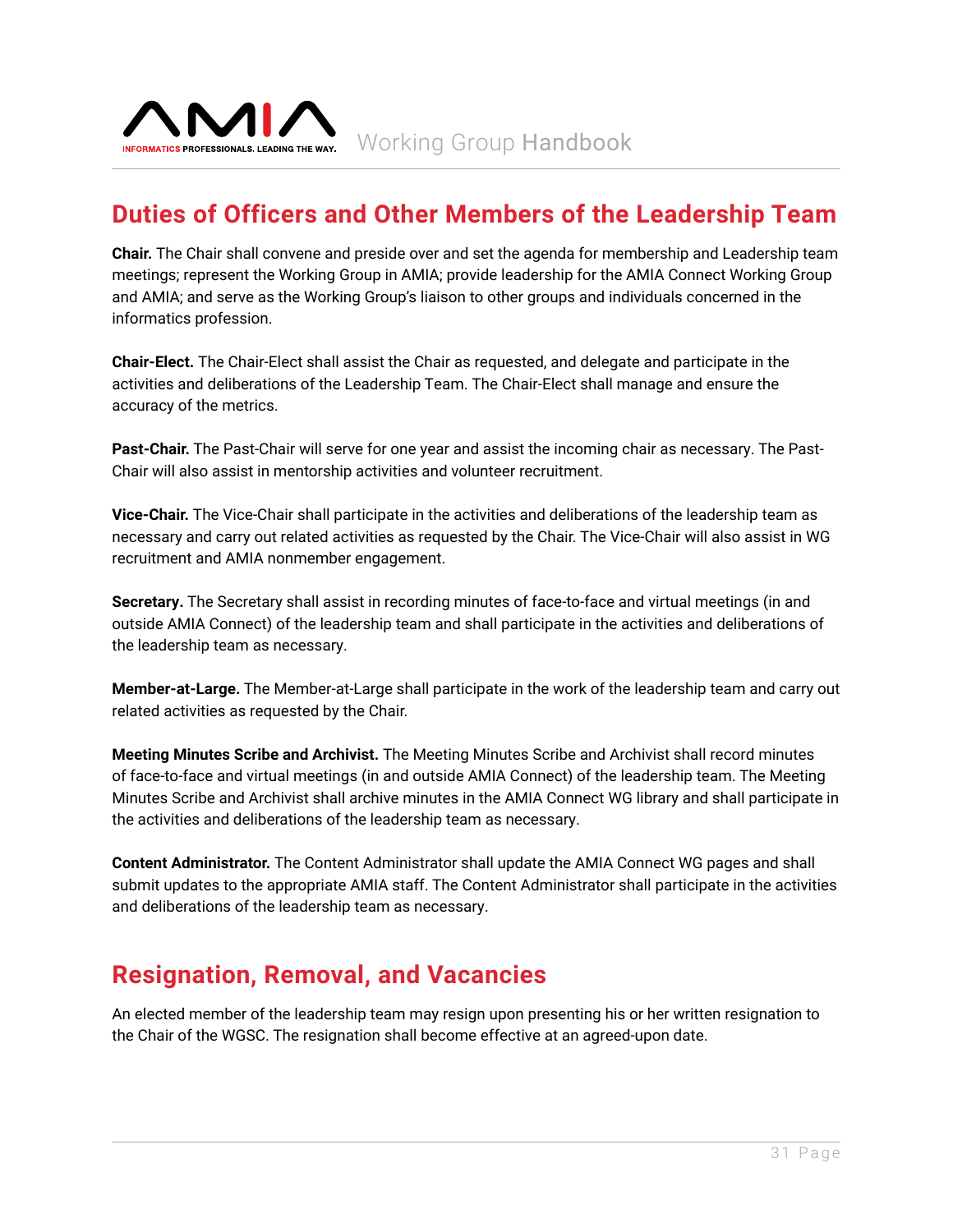## Duties of Officers and Other Members of the Leadership Team

**Chair.** The Chair shall convene and preside over and set the agenda for membership and Leadership team meetings; represent the Working Group in AMIA; provide leadership for the AMIA Connect Working Group and AMIA; and serve as the Working Group's liaison to other groups and individuals concerned in the informatics profession.

**Chair-Elect.** The Chair-Elect shall assist the Chair as requested, and delegate and participate in the activities and deliberations of the Leadership Team. The Chair-Elect shall manage and ensure the accuracy of the metrics.

**Past-Chair.** The Past-Chair will serve for one year and assist the incoming chair as necessary. The Past-Chair will also assist in mentorship activities and volunteer recruitment.

**Vice-Chair.** The Vice-Chair shall participate in the activities and deliberations of the leadership team as necessary and carry out related activities as requested by the Chair. The Vice-Chair will also assist in WG recruitment and AMIA nonmember engagement.

**Secretary.** The Secretary shall assist in recording minutes of face-to-face and virtual meetings (in and outside AMIA Connect) of the leadership team and shall participate in the activities and deliberations of the leadership team as necessary.

**Member-at-Large.** The Member-at-Large shall participate in the work of the leadership team and carry out related activities as requested by the Chair.

**Meeting Minutes Scribe and Archivist.** The Meeting Minutes Scribe and Archivist shall record minutes of face-to-face and virtual meetings (in and outside AMIA Connect) of the leadership team. The Meeting Minutes Scribe and Archivist shall archive minutes in the AMIA Connect WG library and shall participate in the activities and deliberations of the leadership team as necessary.

**Content Administrator.** The Content Administrator shall update the AMIA Connect WG pages and shall submit updates to the appropriate AMIA staff. The Content Administrator shall participate in the activities and deliberations of the leadership team as necessary.

## Resignation, Removal, and Vacancies

An elected member of the leadership team may resign upon presenting his or her written resignation to the Chair of the WGSC. The resignation shall become effective at an agreed-upon date.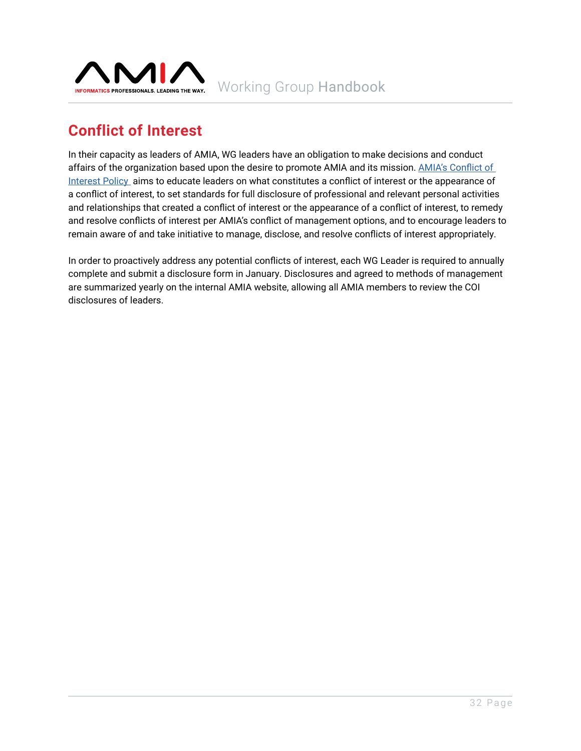## Conflict of Interest

In their capacity as leaders of AMIA, WG leaders have an obligation to make decisions and conduct affairs of the organization based upon the desire to promote AMIA and its mission. AMIA's Conflict of Interest Policy aims to educate leaders on what constitutes a conflict of interest or the appearance of a conflict of interest, to set standards for full disclosure of professional and relevant personal activities and relationships that created a conflict of interest or the appearance of a conflict of interest, to remedy and resolve conflicts of interest per AMIA's conflict of management options, and to encourage leaders to remain aware of and take initiative to manage, disclose, and resolve conflicts of interest appropriately.

In order to proactively address any potential conflicts of interest, each WG Leader is required to annually complete and submit a disclosure form in January. Disclosures and agreed to methods of management are summarized yearly on the internal AMIA website, allowing all AMIA members to review the COI disclosures of leaders.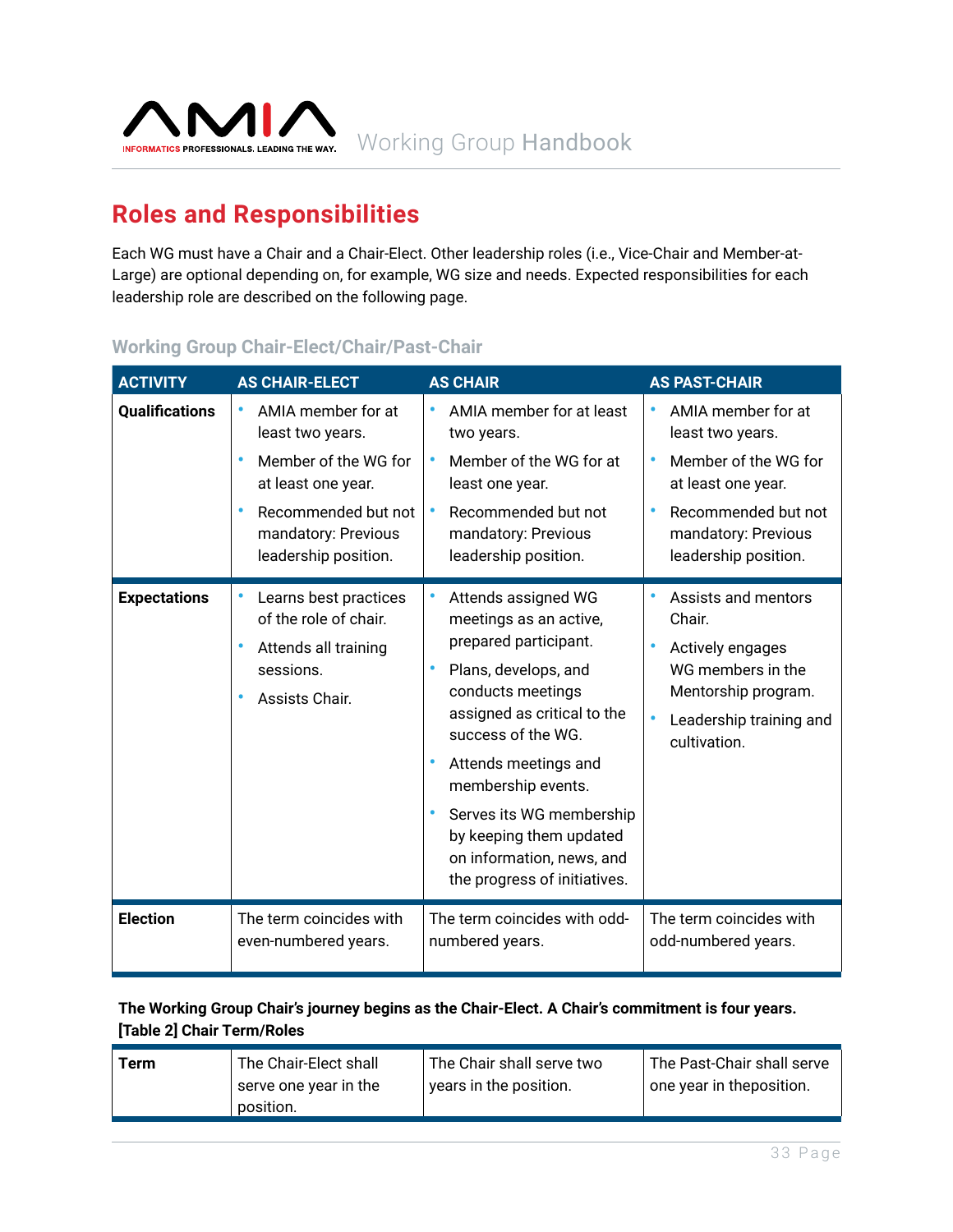## Roles and Responsibilities

Each WG must have a Chair and a Chair-Elect. Other leadership roles (i.e., Vice-Chair and Member-at-Large) are optional depending on, for example, WG size and needs. Expected responsibilities for each leadership role are described on the following page.

### Working Group Chair-Elect/Chair/Past-Chair

| ACTIVITY | AS CHAIR-ELECT | AS CHAIR | AS PAST-CHAIR |
|---|---|---|---|
| **Qualifications** | • AMIA member for at least two years.<br>• Member of the WG for at least one year.<br>• Recommended but not mandatory: Previous leadership position. | • AMIA member for at least two years.<br>• Member of the WG for at least one year.<br>• Recommended but not mandatory: Previous leadership position. | • AMIA member for at least two years.<br>• Member of the WG for at least one year.<br>• Recommended but not mandatory: Previous leadership position. |
| **Expectations** | • Learns best practices of the role of chair.<br>• Attends all training sessions.<br>• Assists Chair. | • Attends assigned WG meetings as an active, prepared participant.<br>• Plans, develops, and conducts meetings assigned as critical to the success of the WG.<br>• Attends meetings and membership events.<br>• Serves its WG membership by keeping them updated on information, news, and the progress of initiatives. | • Assists and mentors Chair.<br>• Actively engages WG members in the Mentorship program.<br>• Leadership training and cultivation. |
| **Election** | The term coincides with even-numbered years. | The term coincides with odd-numbered years. | The term coincides with odd-numbered years. |

**The Working Group Chair's journey begins as the Chair-Elect. A Chair's commitment is four years.**
**[Table 2] Chair Term/Roles**

| **Term** | The Chair-Elect shall serve one year in the position. | The Chair shall serve two years in the position. | The Past-Chair shall serve one year in theposition. |
|---|---|---|---|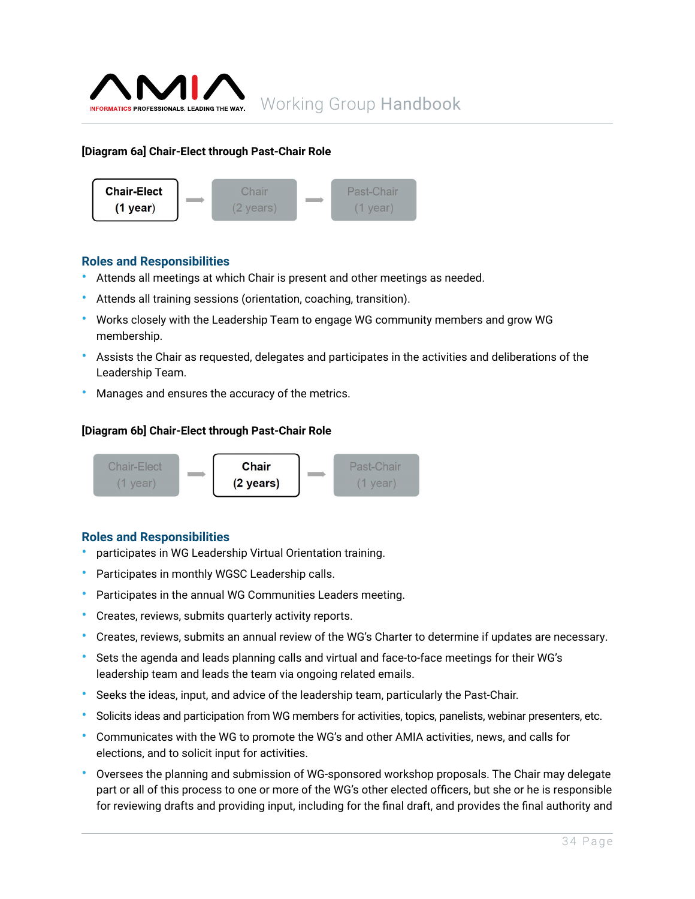**[Diagram 6a] Chair-Elect through Past-Chair Role**

**Chair-Elect (1 year)** → Chair (2 years) → Past-Chair (1 year)

## Roles and Responsibilities

- Attends all meetings at which Chair is present and other meetings as needed.
- Attends all training sessions (orientation, coaching, transition).
- Works closely with the Leadership Team to engage WG community members and grow WG membership.
- Assists the Chair as requested, delegates and participates in the activities and deliberations of the Leadership Team.
- Manages and ensures the accuracy of the metrics.

**[Diagram 6b] Chair-Elect through Past-Chair Role**

Chair-Elect (1 year) → **Chair (2 years)** → Past-Chair (1 year)

## Roles and Responsibilities

- participates in WG Leadership Virtual Orientation training.
- Participates in monthly WGSC Leadership calls.
- Participates in the annual WG Communities Leaders meeting.
- Creates, reviews, submits quarterly activity reports.
- Creates, reviews, submits an annual review of the WG's Charter to determine if updates are necessary.
- Sets the agenda and leads planning calls and virtual and face-to-face meetings for their WG's leadership team and leads the team via ongoing related emails.
- Seeks the ideas, input, and advice of the leadership team, particularly the Past-Chair.
- Solicits ideas and participation from WG members for activities, topics, panelists, webinar presenters, etc.
- Communicates with the WG to promote the WG's and other AMIA activities, news, and calls for elections, and to solicit input for activities.
- Oversees the planning and submission of WG-sponsored workshop proposals. The Chair may delegate part or all of this process to one or more of the WG's other elected officers, but she or he is responsible for reviewing drafts and providing input, including for the final draft, and provides the final authority and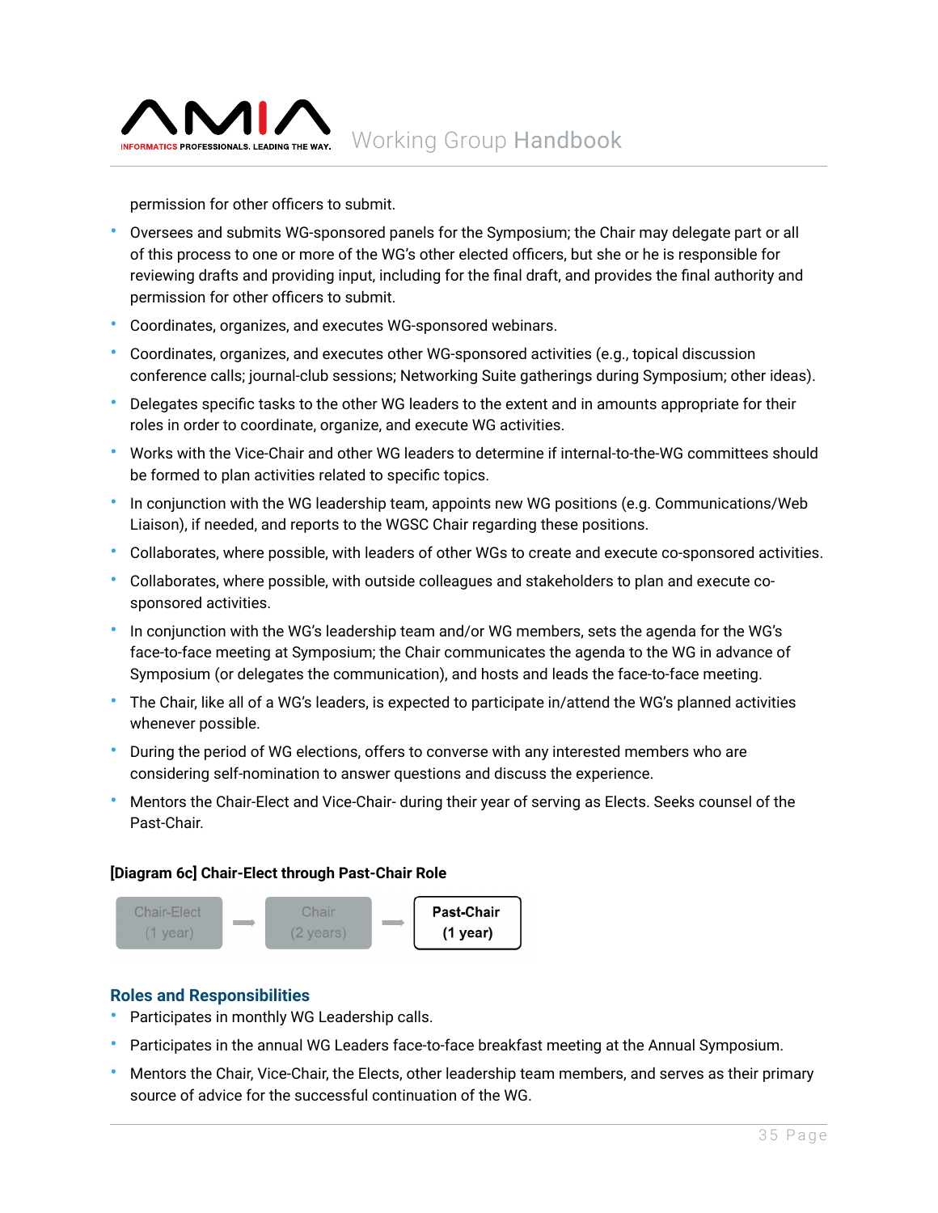permission for other officers to submit.

- Oversees and submits WG-sponsored panels for the Symposium; the Chair may delegate part or all of this process to one or more of the WG's other elected officers, but she or he is responsible for reviewing drafts and providing input, including for the final draft, and provides the final authority and permission for other officers to submit.
- Coordinates, organizes, and executes WG-sponsored webinars.
- Coordinates, organizes, and executes other WG-sponsored activities (e.g., topical discussion conference calls; journal-club sessions; Networking Suite gatherings during Symposium; other ideas).
- Delegates specific tasks to the other WG leaders to the extent and in amounts appropriate for their roles in order to coordinate, organize, and execute WG activities.
- Works with the Vice-Chair and other WG leaders to determine if internal-to-the-WG committees should be formed to plan activities related to specific topics.
- In conjunction with the WG leadership team, appoints new WG positions (e.g. Communications/Web Liaison), if needed, and reports to the WGSC Chair regarding these positions.
- Collaborates, where possible, with leaders of other WGs to create and execute co-sponsored activities.
- Collaborates, where possible, with outside colleagues and stakeholders to plan and execute co-sponsored activities.
- In conjunction with the WG's leadership team and/or WG members, sets the agenda for the WG's face-to-face meeting at Symposium; the Chair communicates the agenda to the WG in advance of Symposium (or delegates the communication), and hosts and leads the face-to-face meeting.
- The Chair, like all of a WG's leaders, is expected to participate in/attend the WG's planned activities whenever possible.
- During the period of WG elections, offers to converse with any interested members who are considering self-nomination to answer questions and discuss the experience.
- Mentors the Chair-Elect and Vice-Chair- during their year of serving as Elects. Seeks counsel of the Past-Chair.

**[Diagram 6c] Chair-Elect through Past-Chair Role**

Chair-Elect (1 year) → Chair (2 years) → **Past-Chair (1 year)**

## Roles and Responsibilities

- Participates in monthly WG Leadership calls.
- Participates in the annual WG Leaders face-to-face breakfast meeting at the Annual Symposium.
- Mentors the Chair, Vice-Chair, the Elects, other leadership team members, and serves as their primary source of advice for the successful continuation of the WG.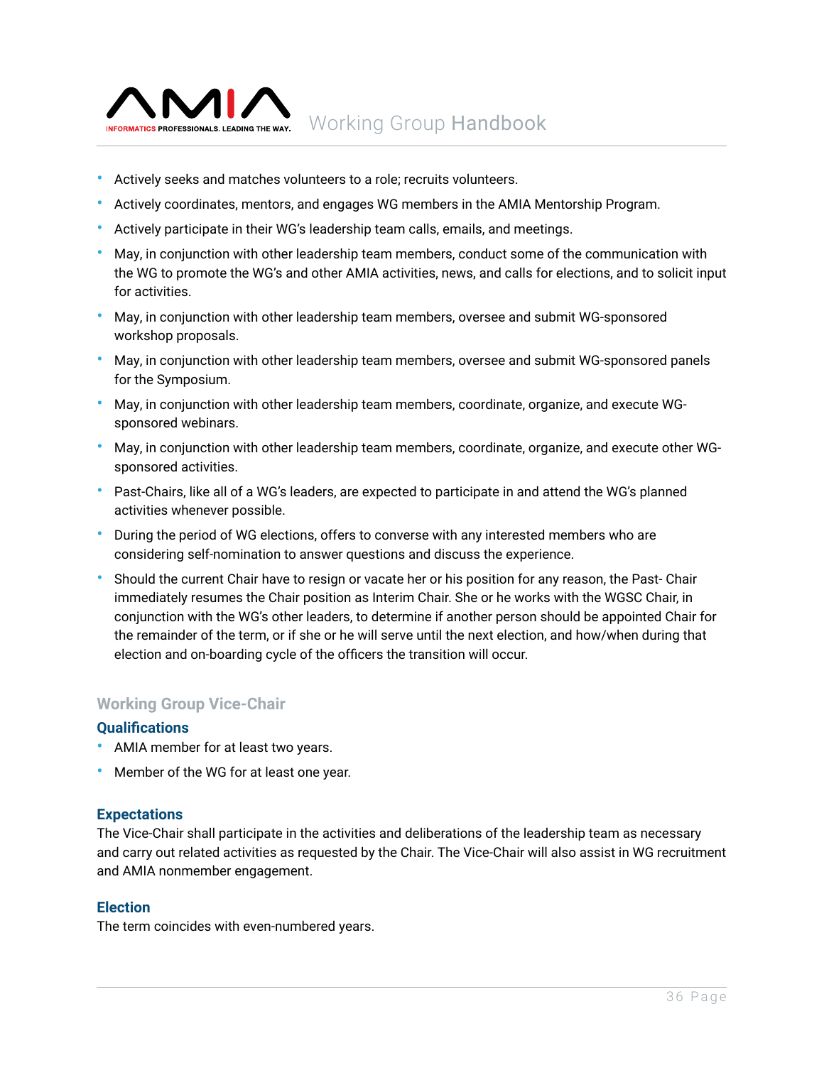- Actively seeks and matches volunteers to a role; recruits volunteers.
- Actively coordinates, mentors, and engages WG members in the AMIA Mentorship Program.
- Actively participate in their WG's leadership team calls, emails, and meetings.
- May, in conjunction with other leadership team members, conduct some of the communication with the WG to promote the WG's and other AMIA activities, news, and calls for elections, and to solicit input for activities.
- May, in conjunction with other leadership team members, oversee and submit WG-sponsored workshop proposals.
- May, in conjunction with other leadership team members, oversee and submit WG-sponsored panels for the Symposium.
- May, in conjunction with other leadership team members, coordinate, organize, and execute WG-sponsored webinars.
- May, in conjunction with other leadership team members, coordinate, organize, and execute other WG-sponsored activities.
- Past-Chairs, like all of a WG's leaders, are expected to participate in and attend the WG's planned activities whenever possible.
- During the period of WG elections, offers to converse with any interested members who are considering self-nomination to answer questions and discuss the experience.
- Should the current Chair have to resign or vacate her or his position for any reason, the Past- Chair immediately resumes the Chair position as Interim Chair. She or he works with the WGSC Chair, in conjunction with the WG's other leaders, to determine if another person should be appointed Chair for the remainder of the term, or if she or he will serve until the next election, and how/when during that election and on-boarding cycle of the officers the transition will occur.

## Working Group Vice-Chair

### Qualifications

- AMIA member for at least two years.
- Member of the WG for at least one year.

### Expectations

The Vice-Chair shall participate in the activities and deliberations of the leadership team as necessary and carry out related activities as requested by the Chair. The Vice-Chair will also assist in WG recruitment and AMIA nonmember engagement.

### Election

The term coincides with even-numbered years.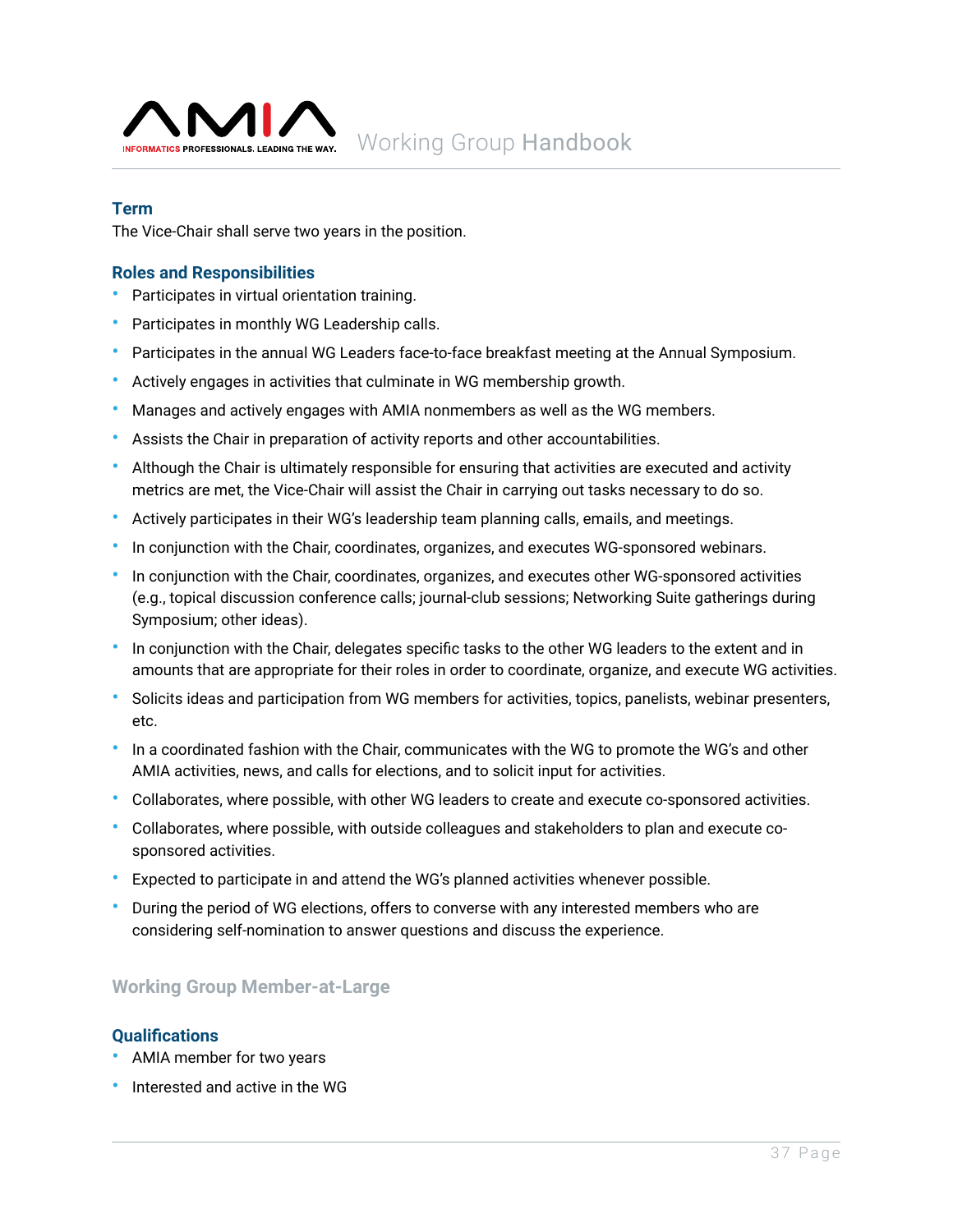### Term

The Vice-Chair shall serve two years in the position.

### Roles and Responsibilities

- Participates in virtual orientation training.
- Participates in monthly WG Leadership calls.
- Participates in the annual WG Leaders face-to-face breakfast meeting at the Annual Symposium.
- Actively engages in activities that culminate in WG membership growth.
- Manages and actively engages with AMIA nonmembers as well as the WG members.
- Assists the Chair in preparation of activity reports and other accountabilities.
- Although the Chair is ultimately responsible for ensuring that activities are executed and activity metrics are met, the Vice-Chair will assist the Chair in carrying out tasks necessary to do so.
- Actively participates in their WG's leadership team planning calls, emails, and meetings.
- In conjunction with the Chair, coordinates, organizes, and executes WG-sponsored webinars.
- In conjunction with the Chair, coordinates, organizes, and executes other WG-sponsored activities (e.g., topical discussion conference calls; journal-club sessions; Networking Suite gatherings during Symposium; other ideas).
- In conjunction with the Chair, delegates specific tasks to the other WG leaders to the extent and in amounts that are appropriate for their roles in order to coordinate, organize, and execute WG activities.
- Solicits ideas and participation from WG members for activities, topics, panelists, webinar presenters, etc.
- In a coordinated fashion with the Chair, communicates with the WG to promote the WG's and other AMIA activities, news, and calls for elections, and to solicit input for activities.
- Collaborates, where possible, with other WG leaders to create and execute co-sponsored activities.
- Collaborates, where possible, with outside colleagues and stakeholders to plan and execute co-sponsored activities.
- Expected to participate in and attend the WG's planned activities whenever possible.
- During the period of WG elections, offers to converse with any interested members who are considering self-nomination to answer questions and discuss the experience.

## Working Group Member-at-Large

### Qualifications

- AMIA member for two years
- Interested and active in the WG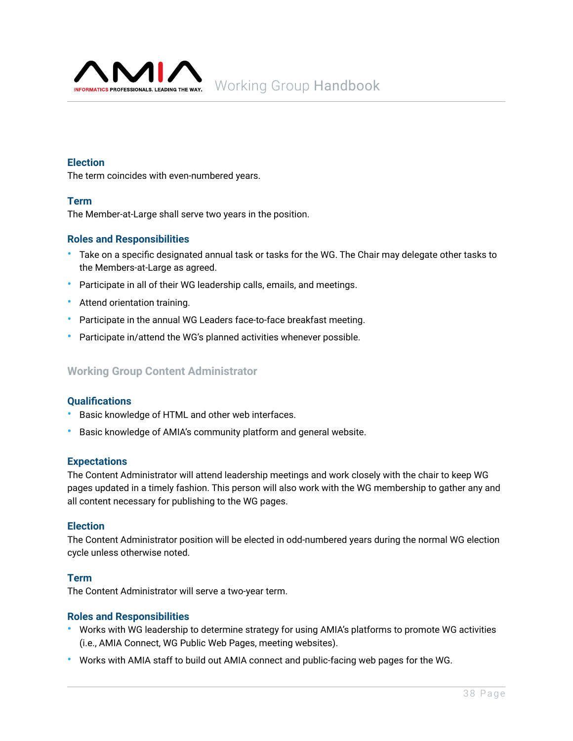### Election

The term coincides with even-numbered years.

### Term

The Member-at-Large shall serve two years in the position.

### Roles and Responsibilities

- Take on a specific designated annual task or tasks for the WG. The Chair may delegate other tasks to the Members-at-Large as agreed.
- Participate in all of their WG leadership calls, emails, and meetings.
- Attend orientation training.
- Participate in the annual WG Leaders face-to-face breakfast meeting.
- Participate in/attend the WG's planned activities whenever possible.

## Working Group Content Administrator

### Qualifications

- Basic knowledge of HTML and other web interfaces.
- Basic knowledge of AMIA's community platform and general website.

### Expectations

The Content Administrator will attend leadership meetings and work closely with the chair to keep WG pages updated in a timely fashion. This person will also work with the WG membership to gather any and all content necessary for publishing to the WG pages.

### Election

The Content Administrator position will be elected in odd-numbered years during the normal WG election cycle unless otherwise noted.

### Term

The Content Administrator will serve a two-year term.

### Roles and Responsibilities

- Works with WG leadership to determine strategy for using AMIA's platforms to promote WG activities (i.e., AMIA Connect, WG Public Web Pages, meeting websites).
- Works with AMIA staff to build out AMIA connect and public-facing web pages for the WG.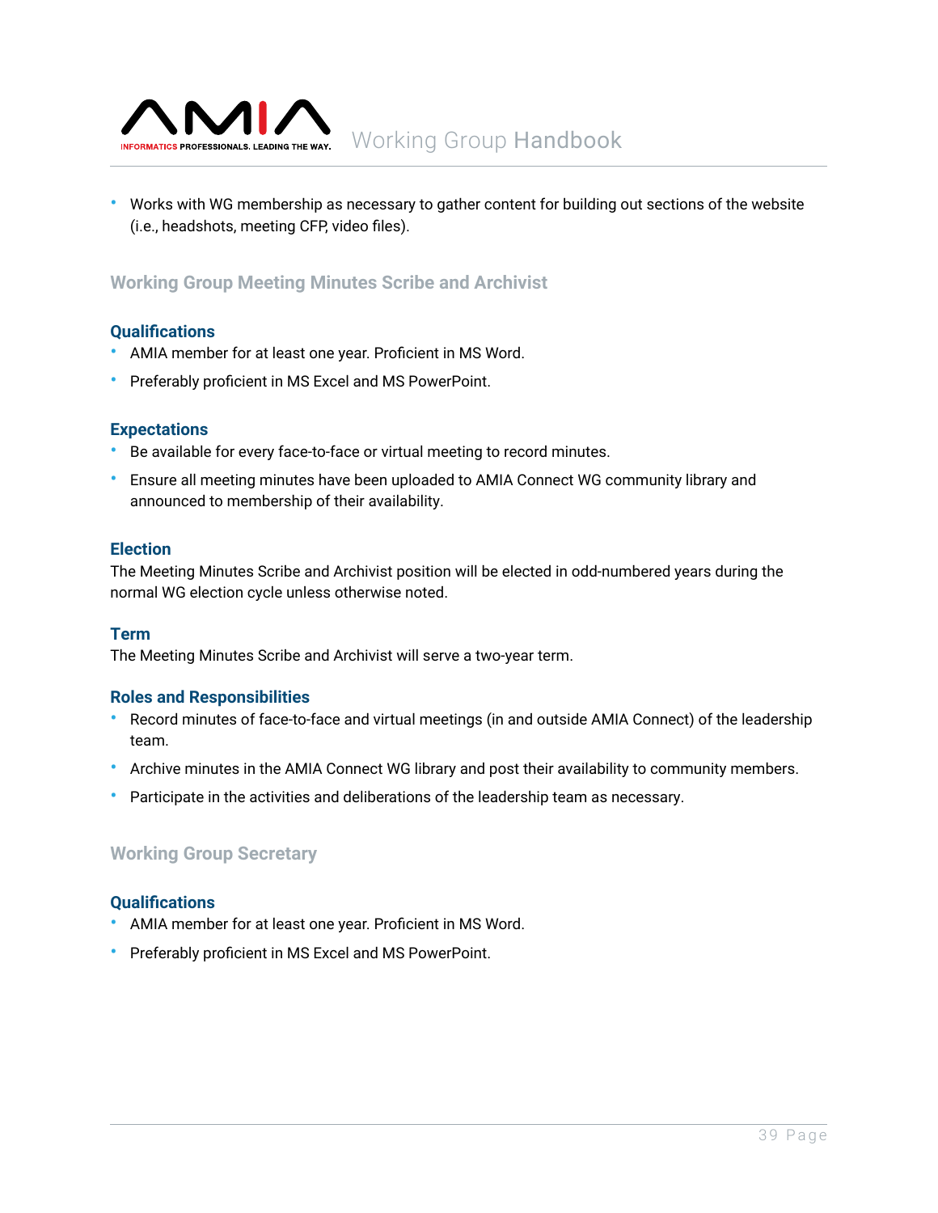- Works with WG membership as necessary to gather content for building out sections of the website (i.e., headshots, meeting CFP, video files).

## Working Group Meeting Minutes Scribe and Archivist

### Qualifications

- AMIA member for at least one year. Proficient in MS Word.
- Preferably proficient in MS Excel and MS PowerPoint.

### Expectations

- Be available for every face-to-face or virtual meeting to record minutes.
- Ensure all meeting minutes have been uploaded to AMIA Connect WG community library and announced to membership of their availability.

### Election

The Meeting Minutes Scribe and Archivist position will be elected in odd-numbered years during the normal WG election cycle unless otherwise noted.

### Term

The Meeting Minutes Scribe and Archivist will serve a two-year term.

### Roles and Responsibilities

- Record minutes of face-to-face and virtual meetings (in and outside AMIA Connect) of the leadership team.
- Archive minutes in the AMIA Connect WG library and post their availability to community members.
- Participate in the activities and deliberations of the leadership team as necessary.

## Working Group Secretary

### Qualifications

- AMIA member for at least one year. Proficient in MS Word.
- Preferably proficient in MS Excel and MS PowerPoint.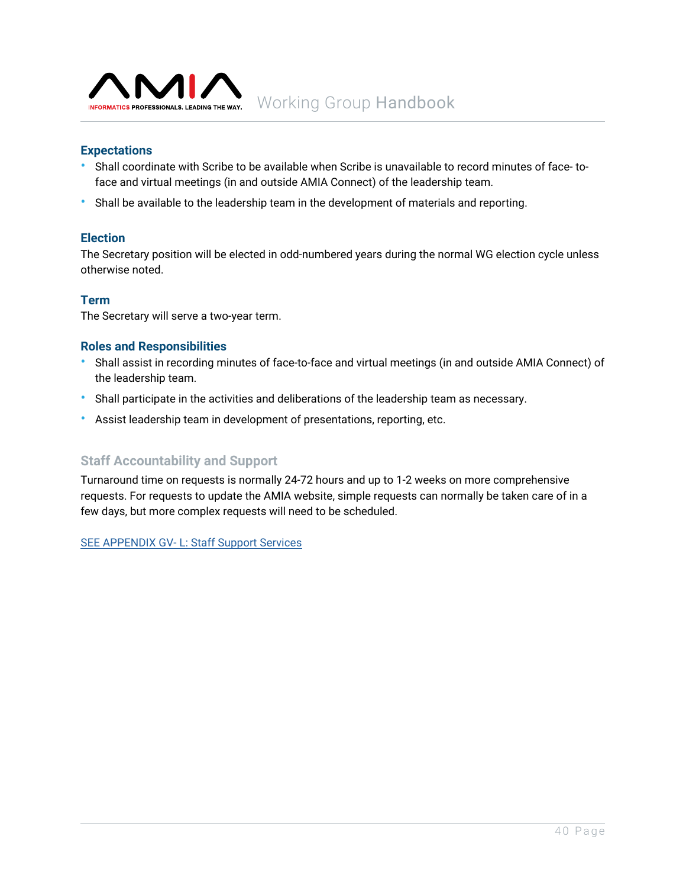### Expectations

- Shall coordinate with Scribe to be available when Scribe is unavailable to record minutes of face- to-face and virtual meetings (in and outside AMIA Connect) of the leadership team.
- Shall be available to the leadership team in the development of materials and reporting.

### Election

The Secretary position will be elected in odd-numbered years during the normal WG election cycle unless otherwise noted.

### Term

The Secretary will serve a two-year term.

### Roles and Responsibilities

- Shall assist in recording minutes of face-to-face and virtual meetings (in and outside AMIA Connect) of the leadership team.
- Shall participate in the activities and deliberations of the leadership team as necessary.
- Assist leadership team in development of presentations, reporting, etc.

### Staff Accountability and Support

Turnaround time on requests is normally 24-72 hours and up to 1-2 weeks on more comprehensive requests. For requests to update the AMIA website, simple requests can normally be taken care of in a few days, but more complex requests will need to be scheduled.

SEE APPENDIX GV- L: Staff Support Services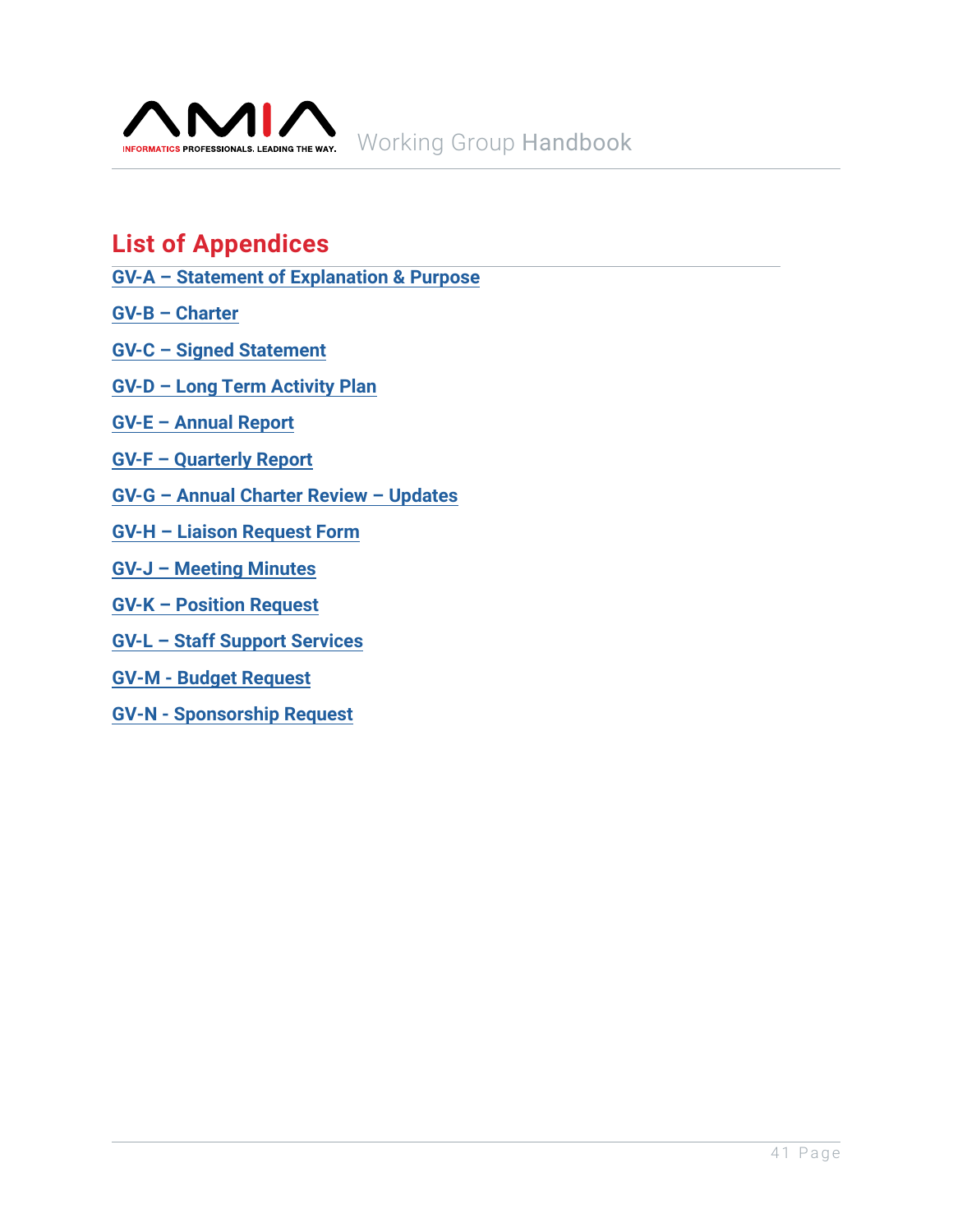## List of Appendices

GV-A – Statement of Explanation & Purpose

GV-B – Charter

GV-C – Signed Statement

GV-D – Long Term Activity Plan

GV-E – Annual Report

GV-F – Quarterly Report

GV-G – Annual Charter Review – Updates

GV-H – Liaison Request Form

GV-J – Meeting Minutes

GV-K – Position Request

GV-L – Staff Support Services

GV-M - Budget Request

GV-N - Sponsorship Request